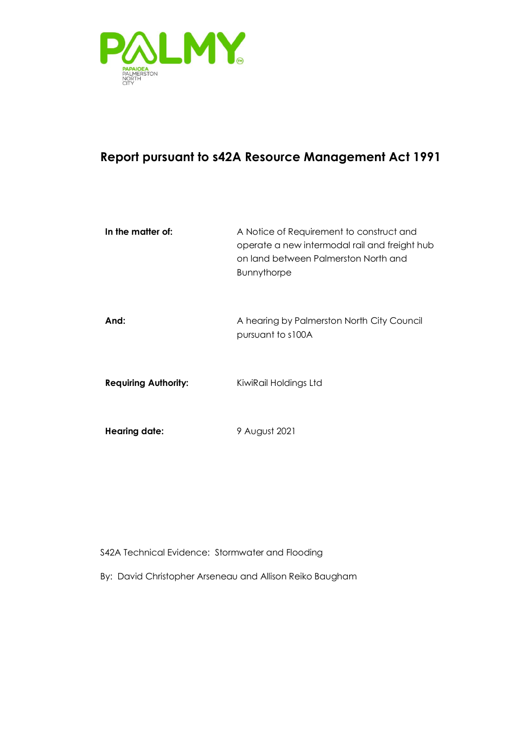PALMY

PAPAIOEA
PALMERSTON
NORTH
CITY

# Report pursuant to s42A Resource Management Act 1991

| | |
|---|---|
| **In the matter of:** | A Notice of Requirement to construct and operate a new intermodal rail and freight hub on land between Palmerston North and Bunnythorpe |
| **And:** | A hearing by Palmerston North City Council pursuant to s100A |
| **Requiring Authority:** | KiwiRail Holdings Ltd |
| **Hearing date:** | 9 August 2021 |

S42A Technical Evidence: Stormwater and Flooding

By: David Christopher Arseneau and Allison Reiko Baugham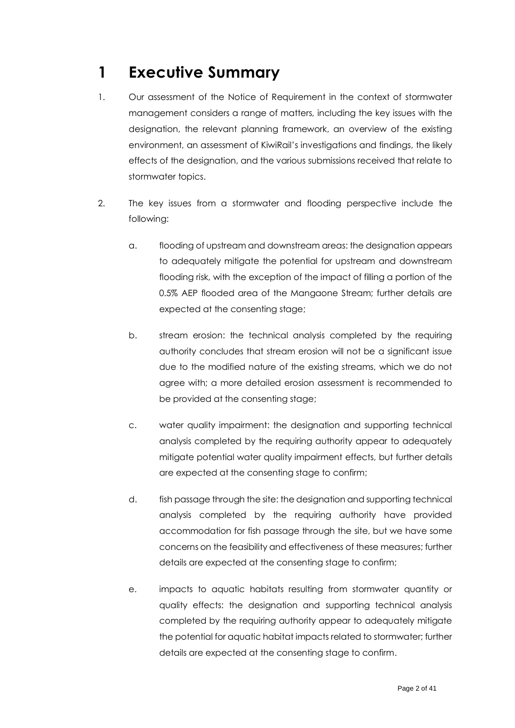# 1 Executive Summary

1. Our assessment of the Notice of Requirement in the context of stormwater management considers a range of matters, including the key issues with the designation, the relevant planning framework, an overview of the existing environment, an assessment of KiwiRail's investigations and findings, the likely effects of the designation, and the various submissions received that relate to stormwater topics.

2. The key issues from a stormwater and flooding perspective include the following:

   a. flooding of upstream and downstream areas: the designation appears to adequately mitigate the potential for upstream and downstream flooding risk, with the exception of the impact of filling a portion of the 0.5% AEP flooded area of the Mangaone Stream; further details are expected at the consenting stage;

   b. stream erosion: the technical analysis completed by the requiring authority concludes that stream erosion will not be a significant issue due to the modified nature of the existing streams, which we do not agree with; a more detailed erosion assessment is recommended to be provided at the consenting stage;

   c. water quality impairment: the designation and supporting technical analysis completed by the requiring authority appear to adequately mitigate potential water quality impairment effects, but further details are expected at the consenting stage to confirm;

   d. fish passage through the site: the designation and supporting technical analysis completed by the requiring authority have provided accommodation for fish passage through the site, but we have some concerns on the feasibility and effectiveness of these measures; further details are expected at the consenting stage to confirm;

   e. impacts to aquatic habitats resulting from stormwater quantity or quality effects: the designation and supporting technical analysis completed by the requiring authority appear to adequately mitigate the potential for aquatic habitat impacts related to stormwater; further details are expected at the consenting stage to confirm.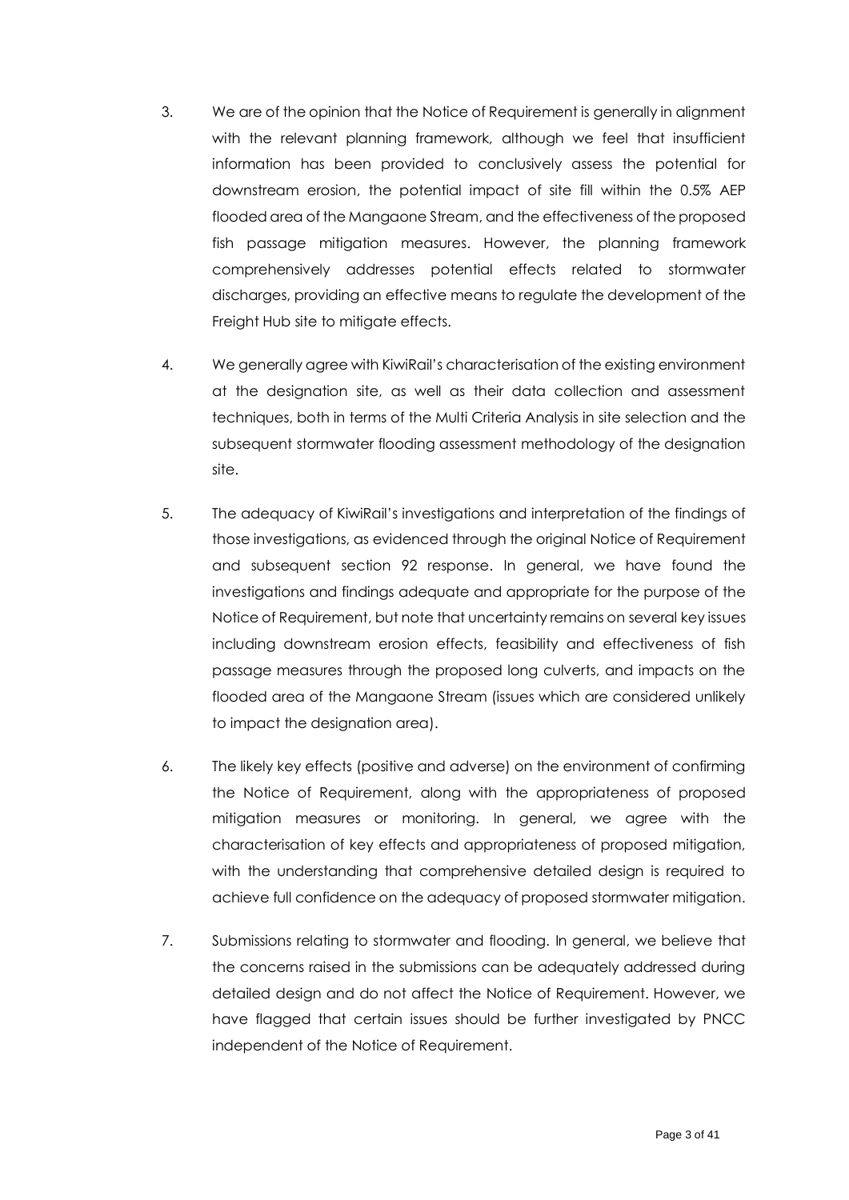3. We are of the opinion that the Notice of Requirement is generally in alignment with the relevant planning framework, although we feel that insufficient information has been provided to conclusively assess the potential for downstream erosion, the potential impact of site fill within the 0.5% AEP flooded area of the Mangaone Stream, and the effectiveness of the proposed fish passage mitigation measures. However, the planning framework comprehensively addresses potential effects related to stormwater discharges, providing an effective means to regulate the development of the Freight Hub site to mitigate effects.

4. We generally agree with KiwiRail's characterisation of the existing environment at the designation site, as well as their data collection and assessment techniques, both in terms of the Multi Criteria Analysis in site selection and the subsequent stormwater flooding assessment methodology of the designation site.

5. The adequacy of KiwiRail's investigations and interpretation of the findings of those investigations, as evidenced through the original Notice of Requirement and subsequent section 92 response. In general, we have found the investigations and findings adequate and appropriate for the purpose of the Notice of Requirement, but note that uncertainty remains on several key issues including downstream erosion effects, feasibility and effectiveness of fish passage measures through the proposed long culverts, and impacts on the flooded area of the Mangaone Stream (issues which are considered unlikely to impact the designation area).

6. The likely key effects (positive and adverse) on the environment of confirming the Notice of Requirement, along with the appropriateness of proposed mitigation measures or monitoring. In general, we agree with the characterisation of key effects and appropriateness of proposed mitigation, with the understanding that comprehensive detailed design is required to achieve full confidence on the adequacy of proposed stormwater mitigation.

7. Submissions relating to stormwater and flooding. In general, we believe that the concerns raised in the submissions can be adequately addressed during detailed design and do not affect the Notice of Requirement. However, we have flagged that certain issues should be further investigated by PNCC independent of the Notice of Requirement.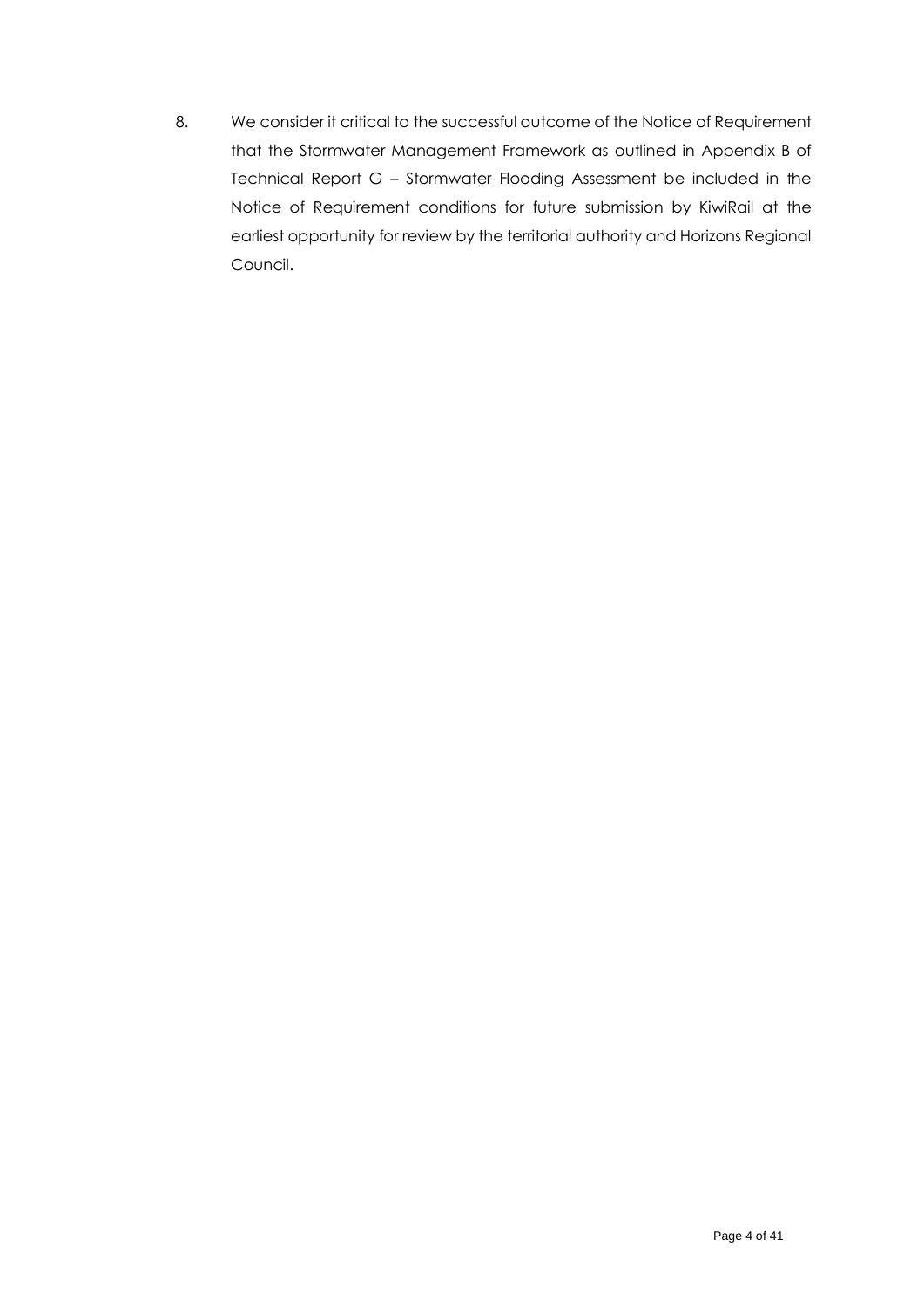8. We consider it critical to the successful outcome of the Notice of Requirement that the Stormwater Management Framework as outlined in Appendix B of Technical Report G – Stormwater Flooding Assessment be included in the Notice of Requirement conditions for future submission by KiwiRail at the earliest opportunity for review by the territorial authority and Horizons Regional Council.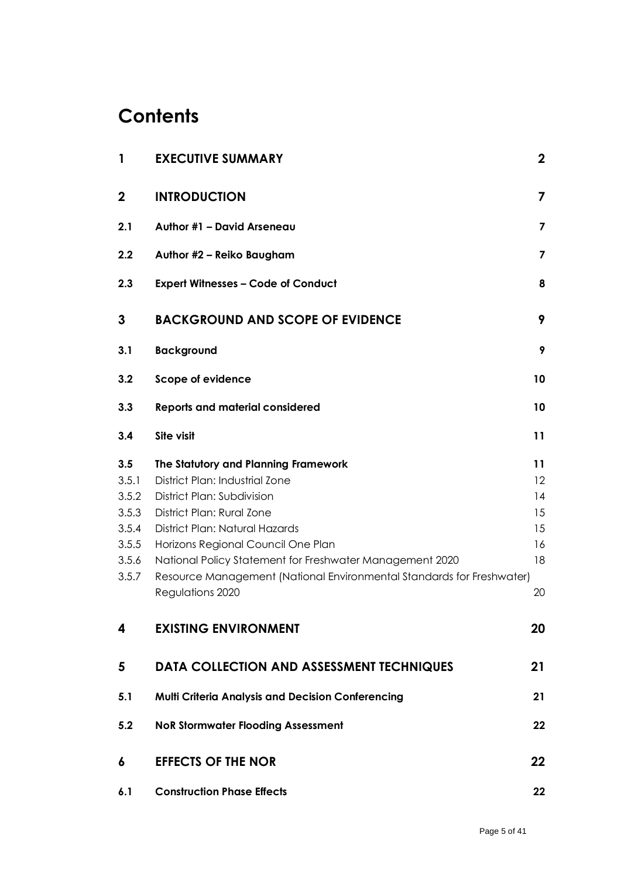# Contents

| | | |
|---|---|---|
| **1** | **EXECUTIVE SUMMARY** | **2** |
| **2** | **INTRODUCTION** | **7** |
| **2.1** | **Author #1 – David Arseneau** | **7** |
| **2.2** | **Author #2 – Reiko Baugham** | **7** |
| **2.3** | **Expert Witnesses – Code of Conduct** | **8** |
| **3** | **BACKGROUND AND SCOPE OF EVIDENCE** | **9** |
| **3.1** | **Background** | **9** |
| **3.2** | **Scope of evidence** | **10** |
| **3.3** | **Reports and material considered** | **10** |
| **3.4** | **Site visit** | **11** |
| **3.5** | **The Statutory and Planning Framework** | **11** |
| 3.5.1 | District Plan: Industrial Zone | 12 |
| 3.5.2 | District Plan: Subdivision | 14 |
| 3.5.3 | District Plan: Rural Zone | 15 |
| 3.5.4 | District Plan: Natural Hazards | 15 |
| 3.5.5 | Horizons Regional Council One Plan | 16 |
| 3.5.6 | National Policy Statement for Freshwater Management 2020 | 18 |
| 3.5.7 | Resource Management (National Environmental Standards for Freshwater) Regulations 2020 | 20 |
| **4** | **EXISTING ENVIRONMENT** | **20** |
| **5** | **DATA COLLECTION AND ASSESSMENT TECHNIQUES** | **21** |
| **5.1** | **Multi Criteria Analysis and Decision Conferencing** | **21** |
| **5.2** | **NoR Stormwater Flooding Assessment** | **22** |
| **6** | **EFFECTS OF THE NOR** | **22** |
| **6.1** | **Construction Phase Effects** | **22** |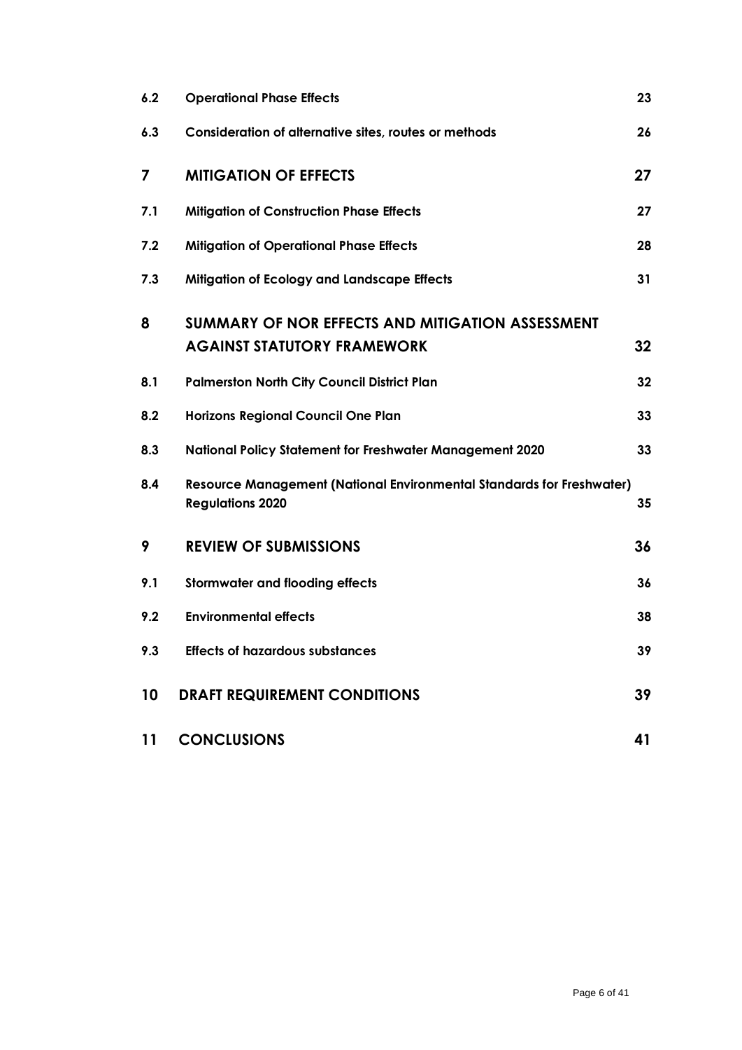| | | |
|---|---|---|
| **6.2** | **Operational Phase Effects** | **23** |
| **6.3** | **Consideration of alternative sites, routes or methods** | **26** |
| **7** | **MITIGATION OF EFFECTS** | **27** |
| **7.1** | **Mitigation of Construction Phase Effects** | **27** |
| **7.2** | **Mitigation of Operational Phase Effects** | **28** |
| **7.3** | **Mitigation of Ecology and Landscape Effects** | **31** |
| **8** | **SUMMARY OF NOR EFFECTS AND MITIGATION ASSESSMENT AGAINST STATUTORY FRAMEWORK** | **32** |
| **8.1** | **Palmerston North City Council District Plan** | **32** |
| **8.2** | **Horizons Regional Council One Plan** | **33** |
| **8.3** | **National Policy Statement for Freshwater Management 2020** | **33** |
| **8.4** | **Resource Management (National Environmental Standards for Freshwater) Regulations 2020** | **35** |
| **9** | **REVIEW OF SUBMISSIONS** | **36** |
| **9.1** | **Stormwater and flooding effects** | **36** |
| **9.2** | **Environmental effects** | **38** |
| **9.3** | **Effects of hazardous substances** | **39** |
| **10** | **DRAFT REQUIREMENT CONDITIONS** | **39** |
| **11** | **CONCLUSIONS** | **41** |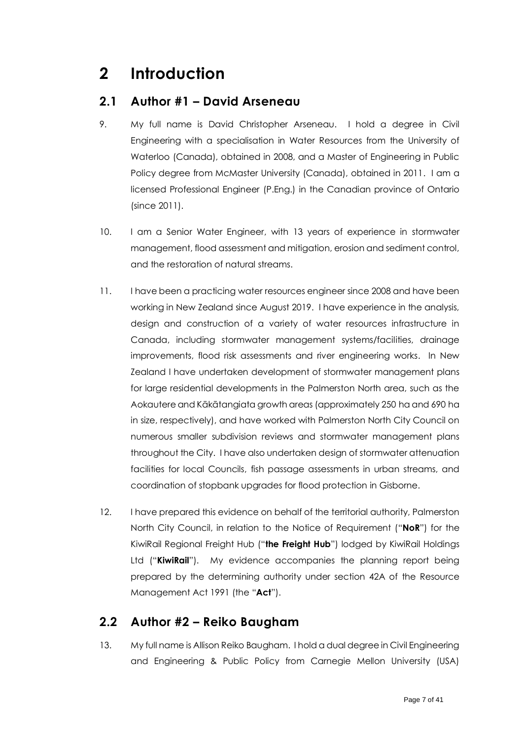# 2 Introduction

## 2.1 Author #1 – David Arseneau

9. My full name is David Christopher Arseneau. I hold a degree in Civil Engineering with a specialisation in Water Resources from the University of Waterloo (Canada), obtained in 2008, and a Master of Engineering in Public Policy degree from McMaster University (Canada), obtained in 2011. I am a licensed Professional Engineer (P.Eng.) in the Canadian province of Ontario (since 2011).

10. I am a Senior Water Engineer, with 13 years of experience in stormwater management, flood assessment and mitigation, erosion and sediment control, and the restoration of natural streams.

11. I have been a practicing water resources engineer since 2008 and have been working in New Zealand since August 2019. I have experience in the analysis, design and construction of a variety of water resources infrastructure in Canada, including stormwater management systems/facilities, drainage improvements, flood risk assessments and river engineering works. In New Zealand I have undertaken development of stormwater management plans for large residential developments in the Palmerston North area, such as the Aokautere and Kākātangiata growth areas (approximately 250 ha and 690 ha in size, respectively), and have worked with Palmerston North City Council on numerous smaller subdivision reviews and stormwater management plans throughout the City. I have also undertaken design of stormwater attenuation facilities for local Councils, fish passage assessments in urban streams, and coordination of stopbank upgrades for flood protection in Gisborne.

12. I have prepared this evidence on behalf of the territorial authority, Palmerston North City Council, in relation to the Notice of Requirement ("**NoR**") for the KiwiRail Regional Freight Hub ("**the Freight Hub**") lodged by KiwiRail Holdings Ltd ("**KiwiRail**"). My evidence accompanies the planning report being prepared by the determining authority under section 42A of the Resource Management Act 1991 (the "**Act**").

## 2.2 Author #2 – Reiko Baugham

13. My full name is Allison Reiko Baugham. I hold a dual degree in Civil Engineering and Engineering & Public Policy from Carnegie Mellon University (USA)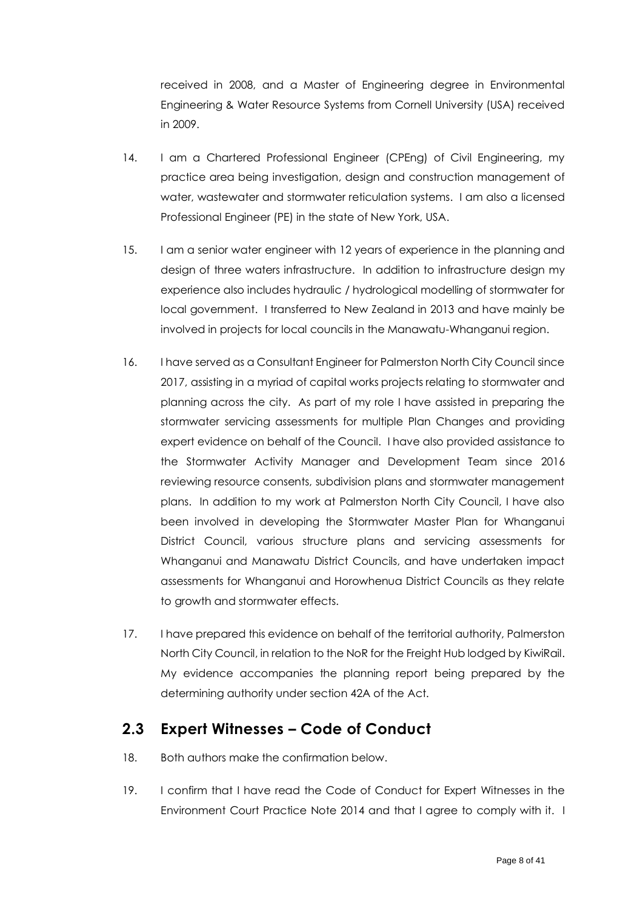received in 2008, and a Master of Engineering degree in Environmental Engineering & Water Resource Systems from Cornell University (USA) received in 2009.

14. I am a Chartered Professional Engineer (CPEng) of Civil Engineering, my practice area being investigation, design and construction management of water, wastewater and stormwater reticulation systems. I am also a licensed Professional Engineer (PE) in the state of New York, USA.

15. I am a senior water engineer with 12 years of experience in the planning and design of three waters infrastructure. In addition to infrastructure design my experience also includes hydraulic / hydrological modelling of stormwater for local government. I transferred to New Zealand in 2013 and have mainly be involved in projects for local councils in the Manawatu-Whanganui region.

16. I have served as a Consultant Engineer for Palmerston North City Council since 2017, assisting in a myriad of capital works projects relating to stormwater and planning across the city. As part of my role I have assisted in preparing the stormwater servicing assessments for multiple Plan Changes and providing expert evidence on behalf of the Council. I have also provided assistance to the Stormwater Activity Manager and Development Team since 2016 reviewing resource consents, subdivision plans and stormwater management plans. In addition to my work at Palmerston North City Council, I have also been involved in developing the Stormwater Master Plan for Whanganui District Council, various structure plans and servicing assessments for Whanganui and Manawatu District Councils, and have undertaken impact assessments for Whanganui and Horowhenua District Councils as they relate to growth and stormwater effects.

17. I have prepared this evidence on behalf of the territorial authority, Palmerston North City Council, in relation to the NoR for the Freight Hub lodged by KiwiRail. My evidence accompanies the planning report being prepared by the determining authority under section 42A of the Act.

## 2.3 Expert Witnesses – Code of Conduct

18. Both authors make the confirmation below.

19. I confirm that I have read the Code of Conduct for Expert Witnesses in the Environment Court Practice Note 2014 and that I agree to comply with it. I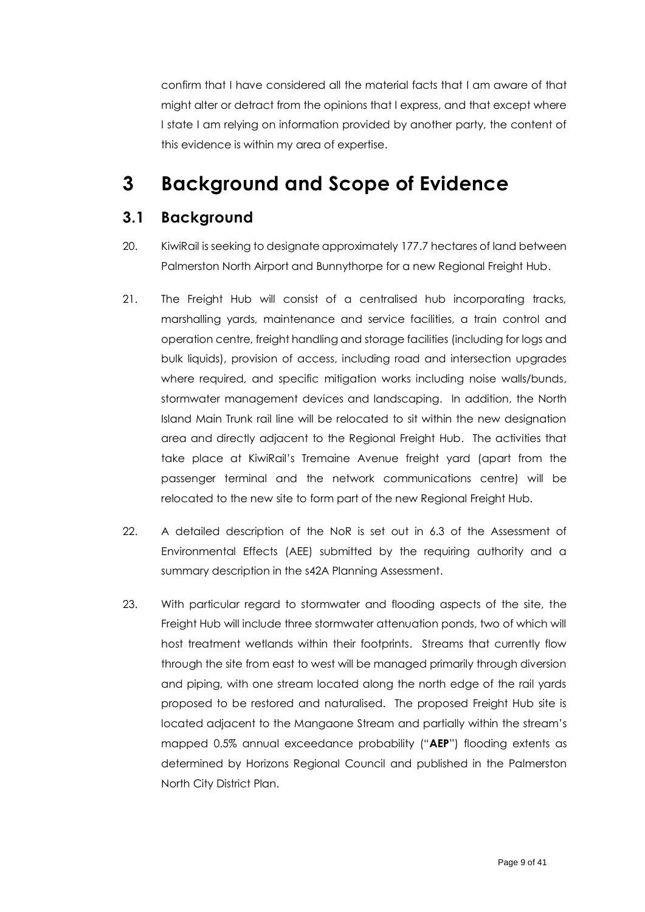confirm that I have considered all the material facts that I am aware of that might alter or detract from the opinions that I express, and that except where I state I am relying on information provided by another party, the content of this evidence is within my area of expertise.

# 3 Background and Scope of Evidence

## 3.1 Background

20. KiwiRail is seeking to designate approximately 177.7 hectares of land between Palmerston North Airport and Bunnythorpe for a new Regional Freight Hub.

21. The Freight Hub will consist of a centralised hub incorporating tracks, marshalling yards, maintenance and service facilities, a train control and operation centre, freight handling and storage facilities (including for logs and bulk liquids), provision of access, including road and intersection upgrades where required, and specific mitigation works including noise walls/bunds, stormwater management devices and landscaping. In addition, the North Island Main Trunk rail line will be relocated to sit within the new designation area and directly adjacent to the Regional Freight Hub. The activities that take place at KiwiRail's Tremaine Avenue freight yard (apart from the passenger terminal and the network communications centre) will be relocated to the new site to form part of the new Regional Freight Hub.

22. A detailed description of the NoR is set out in 6.3 of the Assessment of Environmental Effects (AEE) submitted by the requiring authority and a summary description in the s42A Planning Assessment.

23. With particular regard to stormwater and flooding aspects of the site, the Freight Hub will include three stormwater attenuation ponds, two of which will host treatment wetlands within their footprints. Streams that currently flow through the site from east to west will be managed primarily through diversion and piping, with one stream located along the north edge of the rail yards proposed to be restored and naturalised. The proposed Freight Hub site is located adjacent to the Mangaone Stream and partially within the stream's mapped 0.5% annual exceedance probability ("**AEP**") flooding extents as determined by Horizons Regional Council and published in the Palmerston North City District Plan.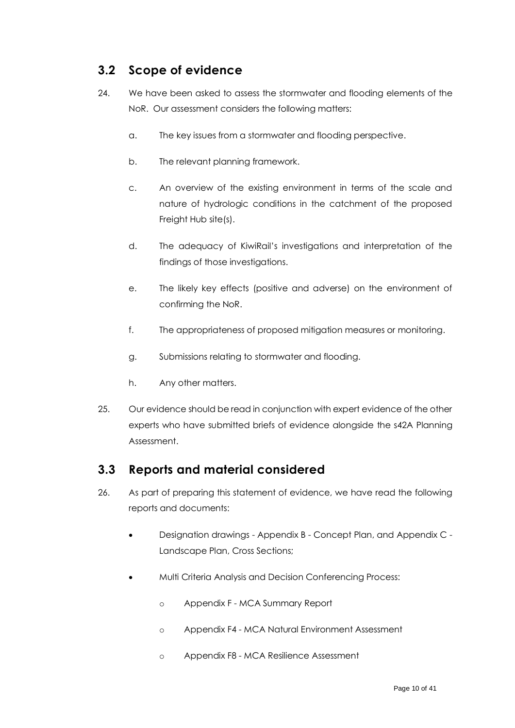## 3.2 Scope of evidence

24. We have been asked to assess the stormwater and flooding elements of the NoR. Our assessment considers the following matters:

    a. The key issues from a stormwater and flooding perspective.

    b. The relevant planning framework.

    c. An overview of the existing environment in terms of the scale and nature of hydrologic conditions in the catchment of the proposed Freight Hub site(s).

    d. The adequacy of KiwiRail's investigations and interpretation of the findings of those investigations.

    e. The likely key effects (positive and adverse) on the environment of confirming the NoR.

    f. The appropriateness of proposed mitigation measures or monitoring.

    g. Submissions relating to stormwater and flooding.

    h. Any other matters.

25. Our evidence should be read in conjunction with expert evidence of the other experts who have submitted briefs of evidence alongside the s42A Planning Assessment.

## 3.3 Reports and material considered

26. As part of preparing this statement of evidence, we have read the following reports and documents:

    - Designation drawings - Appendix B - Concept Plan, and Appendix C - Landscape Plan, Cross Sections;
    - Multi Criteria Analysis and Decision Conferencing Process:
        - Appendix F - MCA Summary Report
        - Appendix F4 - MCA Natural Environment Assessment
        - Appendix F8 - MCA Resilience Assessment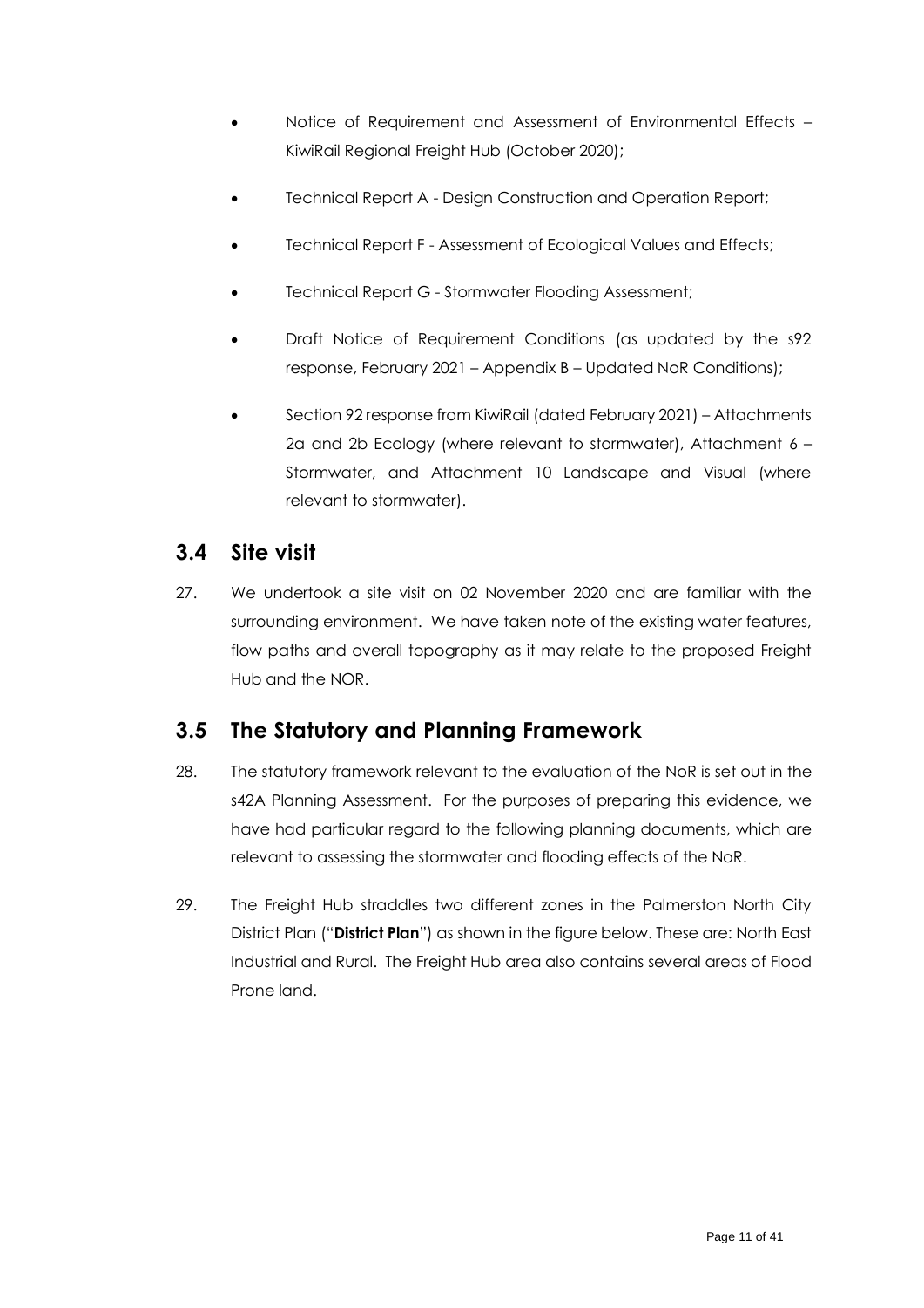- Notice of Requirement and Assessment of Environmental Effects – KiwiRail Regional Freight Hub (October 2020);
- Technical Report A - Design Construction and Operation Report;
- Technical Report F - Assessment of Ecological Values and Effects;
- Technical Report G - Stormwater Flooding Assessment;
- Draft Notice of Requirement Conditions (as updated by the s92 response, February 2021 – Appendix B – Updated NoR Conditions);
- Section 92 response from KiwiRail (dated February 2021) – Attachments 2a and 2b Ecology (where relevant to stormwater), Attachment 6 – Stormwater, and Attachment 10 Landscape and Visual (where relevant to stormwater).

## 3.4 Site visit

27. We undertook a site visit on 02 November 2020 and are familiar with the surrounding environment. We have taken note of the existing water features, flow paths and overall topography as it may relate to the proposed Freight Hub and the NOR.

## 3.5 The Statutory and Planning Framework

28. The statutory framework relevant to the evaluation of the NoR is set out in the s42A Planning Assessment. For the purposes of preparing this evidence, we have had particular regard to the following planning documents, which are relevant to assessing the stormwater and flooding effects of the NoR.

29. The Freight Hub straddles two different zones in the Palmerston North City District Plan ("**District Plan**") as shown in the figure below. These are: North East Industrial and Rural. The Freight Hub area also contains several areas of Flood Prone land.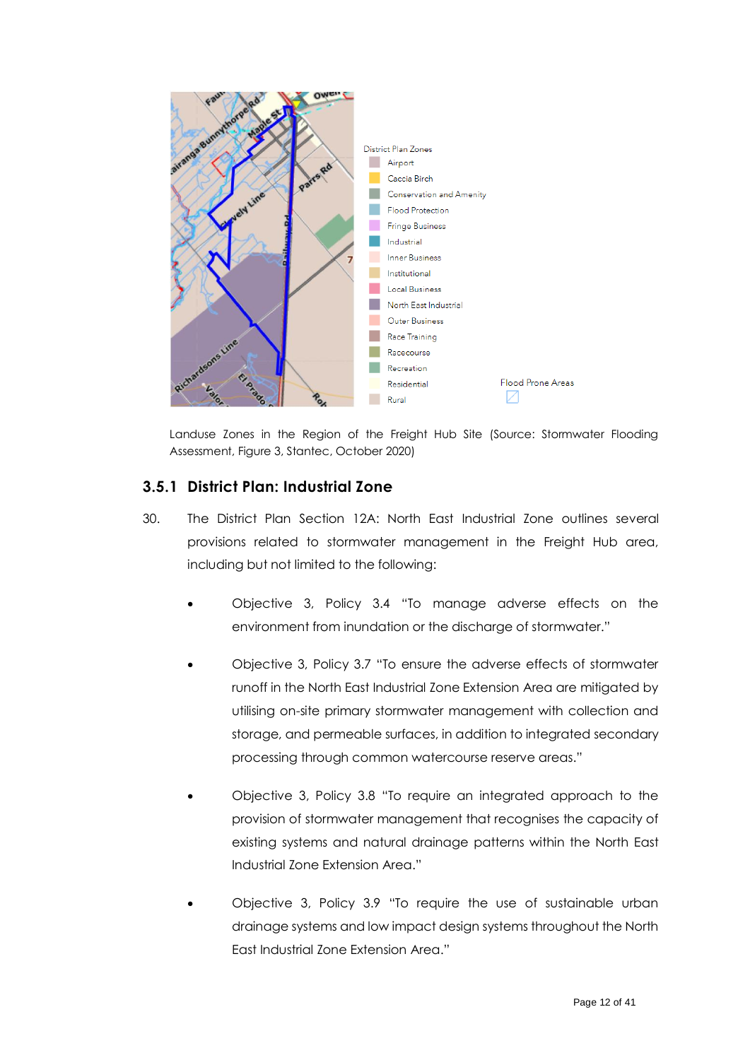Landuse Zones in the Region of the Freight Hub Site (Source: Stormwater Flooding Assessment, Figure 3, Stantec, October 2020)

### 3.5.1 District Plan: Industrial Zone

30. The District Plan Section 12A: North East Industrial Zone outlines several provisions related to stormwater management in the Freight Hub area, including but not limited to the following:

- Objective 3, Policy 3.4 "To manage adverse effects on the environment from inundation or the discharge of stormwater."

- Objective 3, Policy 3.7 "To ensure the adverse effects of stormwater runoff in the North East Industrial Zone Extension Area are mitigated by utilising on-site primary stormwater management with collection and storage, and permeable surfaces, in addition to integrated secondary processing through common watercourse reserve areas."

- Objective 3, Policy 3.8 "To require an integrated approach to the provision of stormwater management that recognises the capacity of existing systems and natural drainage patterns within the North East Industrial Zone Extension Area."

- Objective 3, Policy 3.9 "To require the use of sustainable urban drainage systems and low impact design systems throughout the North East Industrial Zone Extension Area."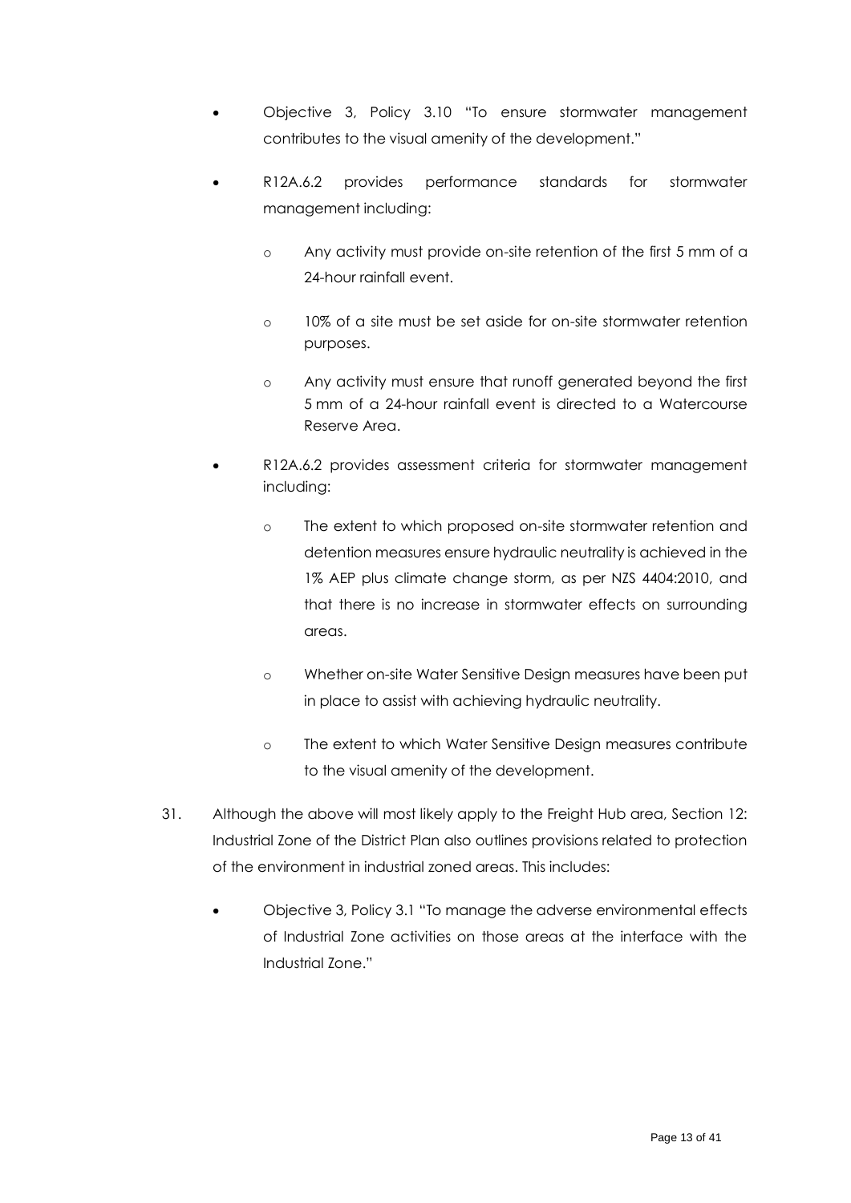- Objective 3, Policy 3.10 "To ensure stormwater management contributes to the visual amenity of the development."
- R12A.6.2 provides performance standards for stormwater management including:
    - Any activity must provide on-site retention of the first 5 mm of a 24-hour rainfall event.
    - 10% of a site must be set aside for on-site stormwater retention purposes.
    - Any activity must ensure that runoff generated beyond the first 5 mm of a 24-hour rainfall event is directed to a Watercourse Reserve Area.
- R12A.6.2 provides assessment criteria for stormwater management including:
    - The extent to which proposed on-site stormwater retention and detention measures ensure hydraulic neutrality is achieved in the 1% AEP plus climate change storm, as per NZS 4404:2010, and that there is no increase in stormwater effects on surrounding areas.
    - Whether on-site Water Sensitive Design measures have been put in place to assist with achieving hydraulic neutrality.
    - The extent to which Water Sensitive Design measures contribute to the visual amenity of the development.

31. Although the above will most likely apply to the Freight Hub area, Section 12: Industrial Zone of the District Plan also outlines provisions related to protection of the environment in industrial zoned areas. This includes:

    - Objective 3, Policy 3.1 "To manage the adverse environmental effects of Industrial Zone activities on those areas at the interface with the Industrial Zone."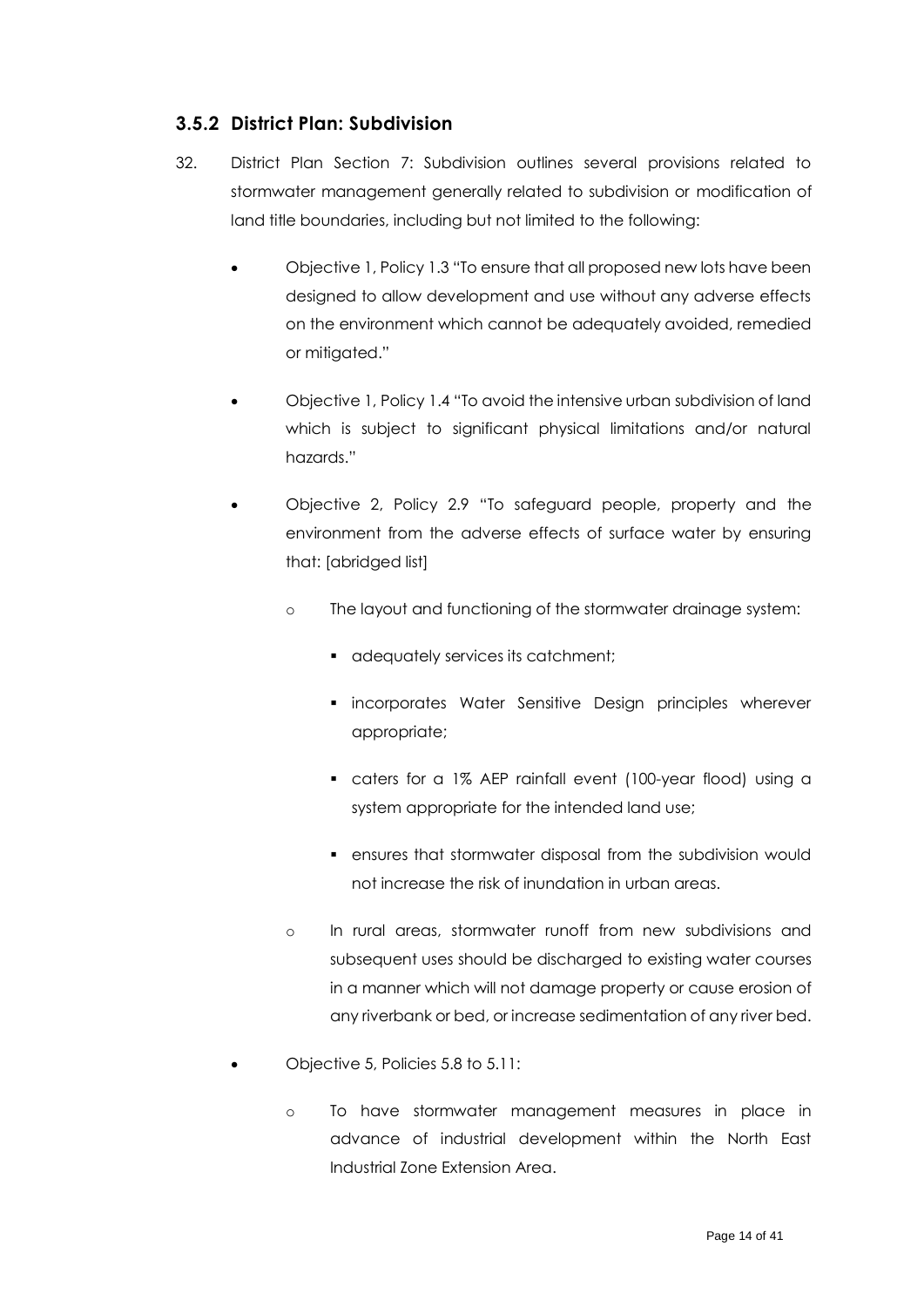### 3.5.2 District Plan: Subdivision

32. District Plan Section 7: Subdivision outlines several provisions related to stormwater management generally related to subdivision or modification of land title boundaries, including but not limited to the following:

- Objective 1, Policy 1.3 "To ensure that all proposed new lots have been designed to allow development and use without any adverse effects on the environment which cannot be adequately avoided, remedied or mitigated."
- Objective 1, Policy 1.4 "To avoid the intensive urban subdivision of land which is subject to significant physical limitations and/or natural hazards."
- Objective 2, Policy 2.9 "To safeguard people, property and the environment from the adverse effects of surface water by ensuring that: [abridged list]
  - The layout and functioning of the stormwater drainage system:
    - adequately services its catchment;
    - incorporates Water Sensitive Design principles wherever appropriate;
    - caters for a 1% AEP rainfall event (100-year flood) using a system appropriate for the intended land use;
    - ensures that stormwater disposal from the subdivision would not increase the risk of inundation in urban areas.
  - In rural areas, stormwater runoff from new subdivisions and subsequent uses should be discharged to existing water courses in a manner which will not damage property or cause erosion of any riverbank or bed, or increase sedimentation of any river bed.
- Objective 5, Policies 5.8 to 5.11:
  - To have stormwater management measures in place in advance of industrial development within the North East Industrial Zone Extension Area.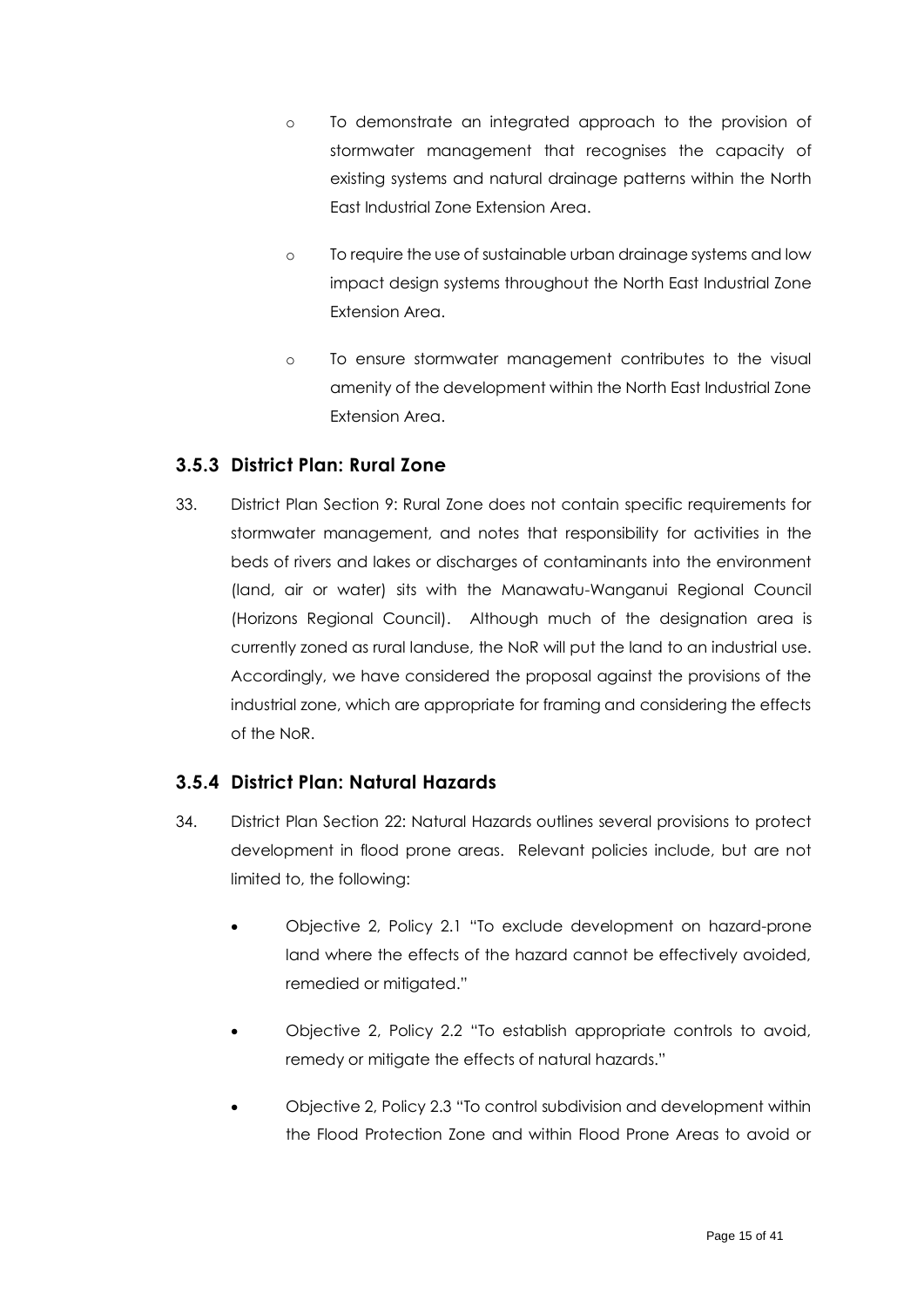- To demonstrate an integrated approach to the provision of stormwater management that recognises the capacity of existing systems and natural drainage patterns within the North East Industrial Zone Extension Area.
- To require the use of sustainable urban drainage systems and low impact design systems throughout the North East Industrial Zone Extension Area.
- To ensure stormwater management contributes to the visual amenity of the development within the North East Industrial Zone Extension Area.

### 3.5.3 District Plan: Rural Zone

33. District Plan Section 9: Rural Zone does not contain specific requirements for stormwater management, and notes that responsibility for activities in the beds of rivers and lakes or discharges of contaminants into the environment (land, air or water) sits with the Manawatu-Wanganui Regional Council (Horizons Regional Council). Although much of the designation area is currently zoned as rural landuse, the NoR will put the land to an industrial use. Accordingly, we have considered the proposal against the provisions of the industrial zone, which are appropriate for framing and considering the effects of the NoR.

### 3.5.4 District Plan: Natural Hazards

34. District Plan Section 22: Natural Hazards outlines several provisions to protect development in flood prone areas. Relevant policies include, but are not limited to, the following:

    - Objective 2, Policy 2.1 "To exclude development on hazard-prone land where the effects of the hazard cannot be effectively avoided, remedied or mitigated."
    - Objective 2, Policy 2.2 "To establish appropriate controls to avoid, remedy or mitigate the effects of natural hazards."
    - Objective 2, Policy 2.3 "To control subdivision and development within the Flood Protection Zone and within Flood Prone Areas to avoid or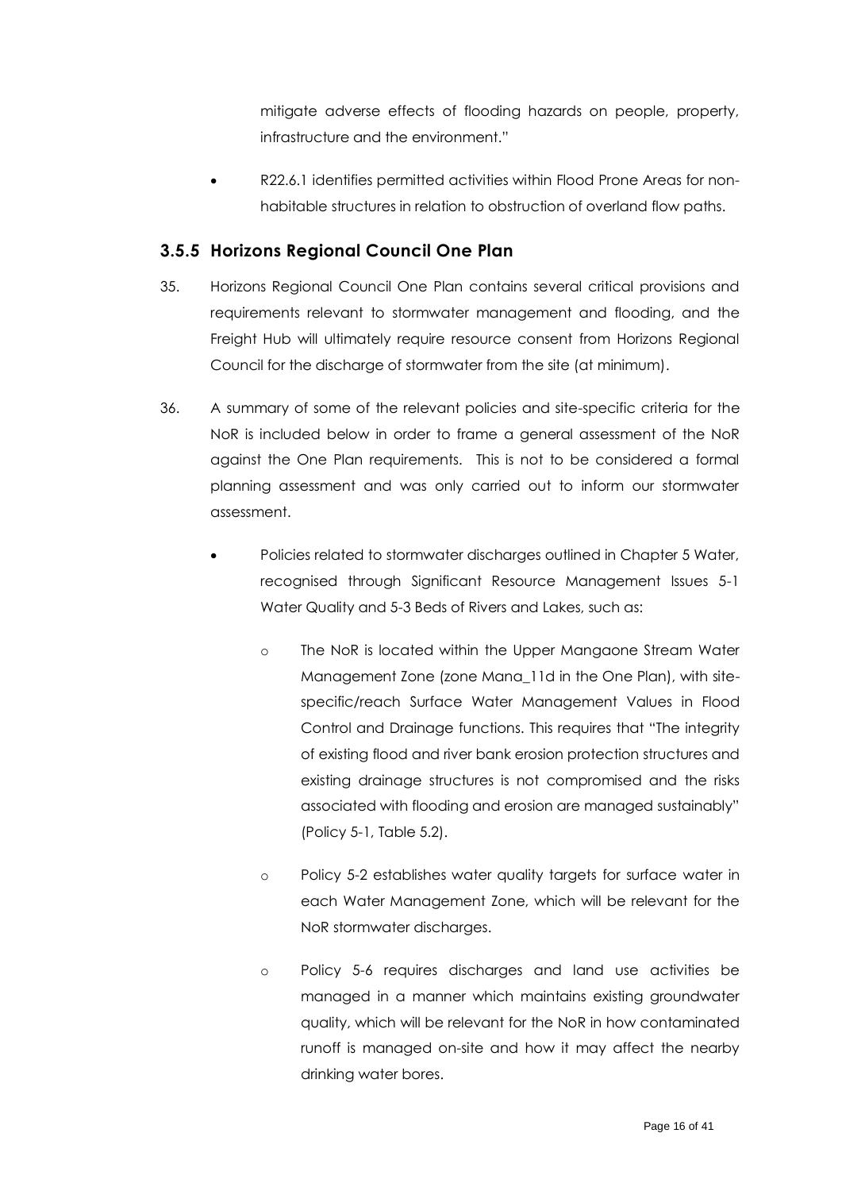mitigate adverse effects of flooding hazards on people, property, infrastructure and the environment."

- R22.6.1 identifies permitted activities within Flood Prone Areas for non-habitable structures in relation to obstruction of overland flow paths.

### 3.5.5 Horizons Regional Council One Plan

35. Horizons Regional Council One Plan contains several critical provisions and requirements relevant to stormwater management and flooding, and the Freight Hub will ultimately require resource consent from Horizons Regional Council for the discharge of stormwater from the site (at minimum).

36. A summary of some of the relevant policies and site-specific criteria for the NoR is included below in order to frame a general assessment of the NoR against the One Plan requirements. This is not to be considered a formal planning assessment and was only carried out to inform our stormwater assessment.

    - Policies related to stormwater discharges outlined in Chapter 5 Water, recognised through Significant Resource Management Issues 5-1 Water Quality and 5-3 Beds of Rivers and Lakes, such as:

        - The NoR is located within the Upper Mangaone Stream Water Management Zone (zone Mana_11d in the One Plan), with site-specific/reach Surface Water Management Values in Flood Control and Drainage functions. This requires that "The integrity of existing flood and river bank erosion protection structures and existing drainage structures is not compromised and the risks associated with flooding and erosion are managed sustainably" (Policy 5-1, Table 5.2).

        - Policy 5-2 establishes water quality targets for surface water in each Water Management Zone, which will be relevant for the NoR stormwater discharges.

        - Policy 5-6 requires discharges and land use activities be managed in a manner which maintains existing groundwater quality, which will be relevant for the NoR in how contaminated runoff is managed on-site and how it may affect the nearby drinking water bores.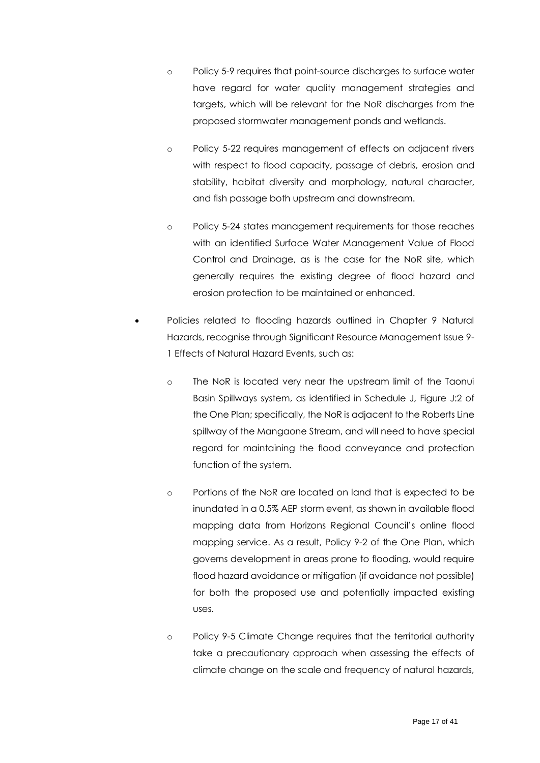- Policy 5-9 requires that point-source discharges to surface water have regard for water quality management strategies and targets, which will be relevant for the NoR discharges from the proposed stormwater management ponds and wetlands.

  - Policy 5-22 requires management of effects on adjacent rivers with respect to flood capacity, passage of debris, erosion and stability, habitat diversity and morphology, natural character, and fish passage both upstream and downstream.

  - Policy 5-24 states management requirements for those reaches with an identified Surface Water Management Value of Flood Control and Drainage, as is the case for the NoR site, which generally requires the existing degree of flood hazard and erosion protection to be maintained or enhanced.

- Policies related to flooding hazards outlined in Chapter 9 Natural Hazards, recognise through Significant Resource Management Issue 9-1 Effects of Natural Hazard Events, such as:

  - The NoR is located very near the upstream limit of the Taonui Basin Spillways system, as identified in Schedule J, Figure J:2 of the One Plan; specifically, the NoR is adjacent to the Roberts Line spillway of the Mangaone Stream, and will need to have special regard for maintaining the flood conveyance and protection function of the system.

  - Portions of the NoR are located on land that is expected to be inundated in a 0.5% AEP storm event, as shown in available flood mapping data from Horizons Regional Council's online flood mapping service. As a result, Policy 9-2 of the One Plan, which governs development in areas prone to flooding, would require flood hazard avoidance or mitigation (if avoidance not possible) for both the proposed use and potentially impacted existing uses.

  - Policy 9-5 Climate Change requires that the territorial authority take a precautionary approach when assessing the effects of climate change on the scale and frequency of natural hazards,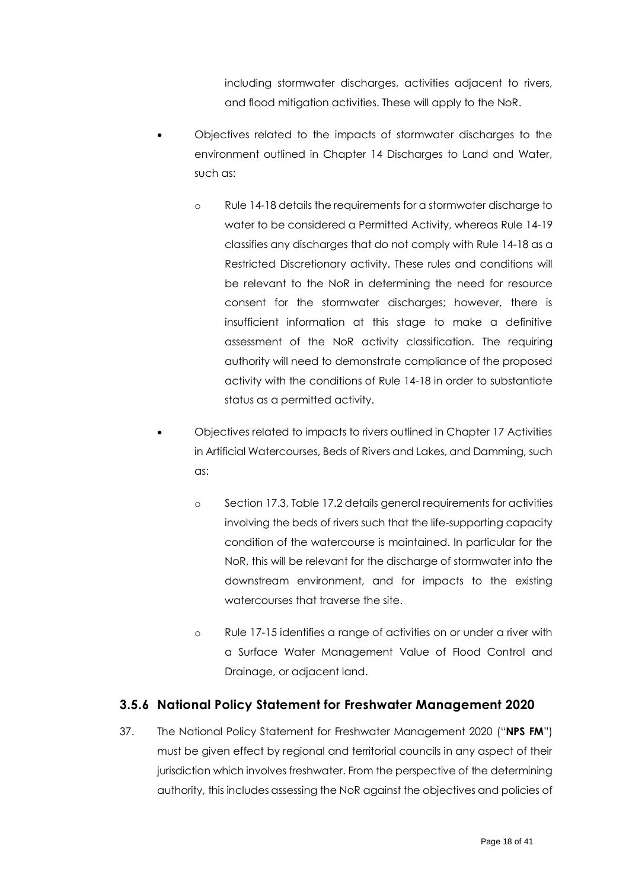including stormwater discharges, activities adjacent to rivers, and flood mitigation activities. These will apply to the NoR.

- Objectives related to the impacts of stormwater discharges to the environment outlined in Chapter 14 Discharges to Land and Water, such as:
  - Rule 14-18 details the requirements for a stormwater discharge to water to be considered a Permitted Activity, whereas Rule 14-19 classifies any discharges that do not comply with Rule 14-18 as a Restricted Discretionary activity. These rules and conditions will be relevant to the NoR in determining the need for resource consent for the stormwater discharges; however, there is insufficient information at this stage to make a definitive assessment of the NoR activity classification. The requiring authority will need to demonstrate compliance of the proposed activity with the conditions of Rule 14-18 in order to substantiate status as a permitted activity.
- Objectives related to impacts to rivers outlined in Chapter 17 Activities in Artificial Watercourses, Beds of Rivers and Lakes, and Damming, such as:
  - Section 17.3, Table 17.2 details general requirements for activities involving the beds of rivers such that the life-supporting capacity condition of the watercourse is maintained. In particular for the NoR, this will be relevant for the discharge of stormwater into the downstream environment, and for impacts to the existing watercourses that traverse the site.
  - Rule 17-15 identifies a range of activities on or under a river with a Surface Water Management Value of Flood Control and Drainage, or adjacent land.

### 3.5.6 National Policy Statement for Freshwater Management 2020

37. The National Policy Statement for Freshwater Management 2020 ("**NPS FM**") must be given effect by regional and territorial councils in any aspect of their jurisdiction which involves freshwater. From the perspective of the determining authority, this includes assessing the NoR against the objectives and policies of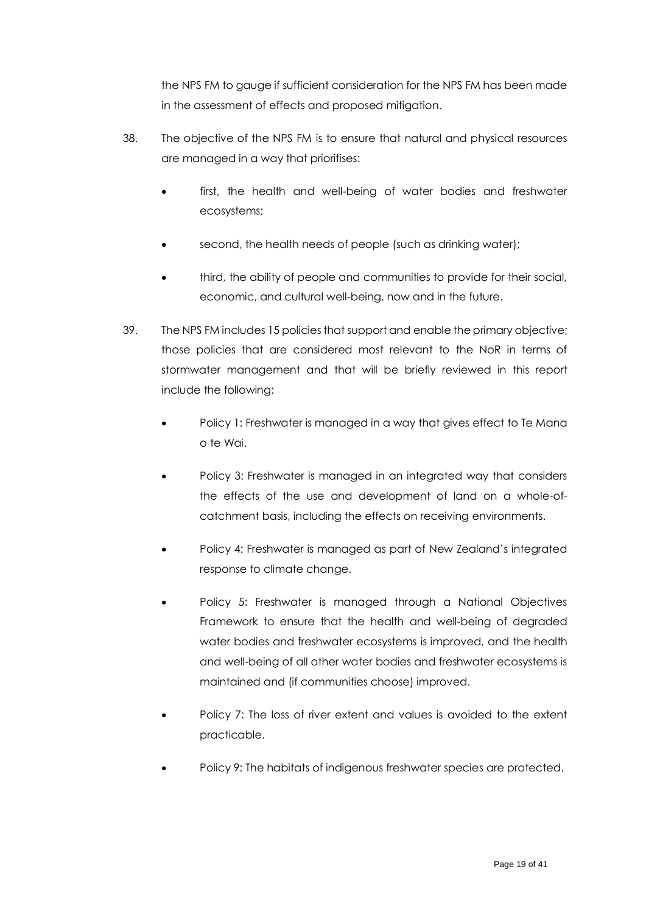the NPS FM to gauge if sufficient consideration for the NPS FM has been made in the assessment of effects and proposed mitigation.

38. The objective of the NPS FM is to ensure that natural and physical resources are managed in a way that prioritises:

    - first, the health and well-being of water bodies and freshwater ecosystems;
    - second, the health needs of people (such as drinking water);
    - third, the ability of people and communities to provide for their social, economic, and cultural well-being, now and in the future.

39. The NPS FM includes 15 policies that support and enable the primary objective; those policies that are considered most relevant to the NoR in terms of stormwater management and that will be briefly reviewed in this report include the following:

    - Policy 1: Freshwater is managed in a way that gives effect to Te Mana o te Wai.
    - Policy 3: Freshwater is managed in an integrated way that considers the effects of the use and development of land on a whole-of-catchment basis, including the effects on receiving environments.
    - Policy 4: Freshwater is managed as part of New Zealand's integrated response to climate change.
    - Policy 5: Freshwater is managed through a National Objectives Framework to ensure that the health and well-being of degraded water bodies and freshwater ecosystems is improved, and the health and well-being of all other water bodies and freshwater ecosystems is maintained and (if communities choose) improved.
    - Policy 7: The loss of river extent and values is avoided to the extent practicable.
    - Policy 9: The habitats of indigenous freshwater species are protected.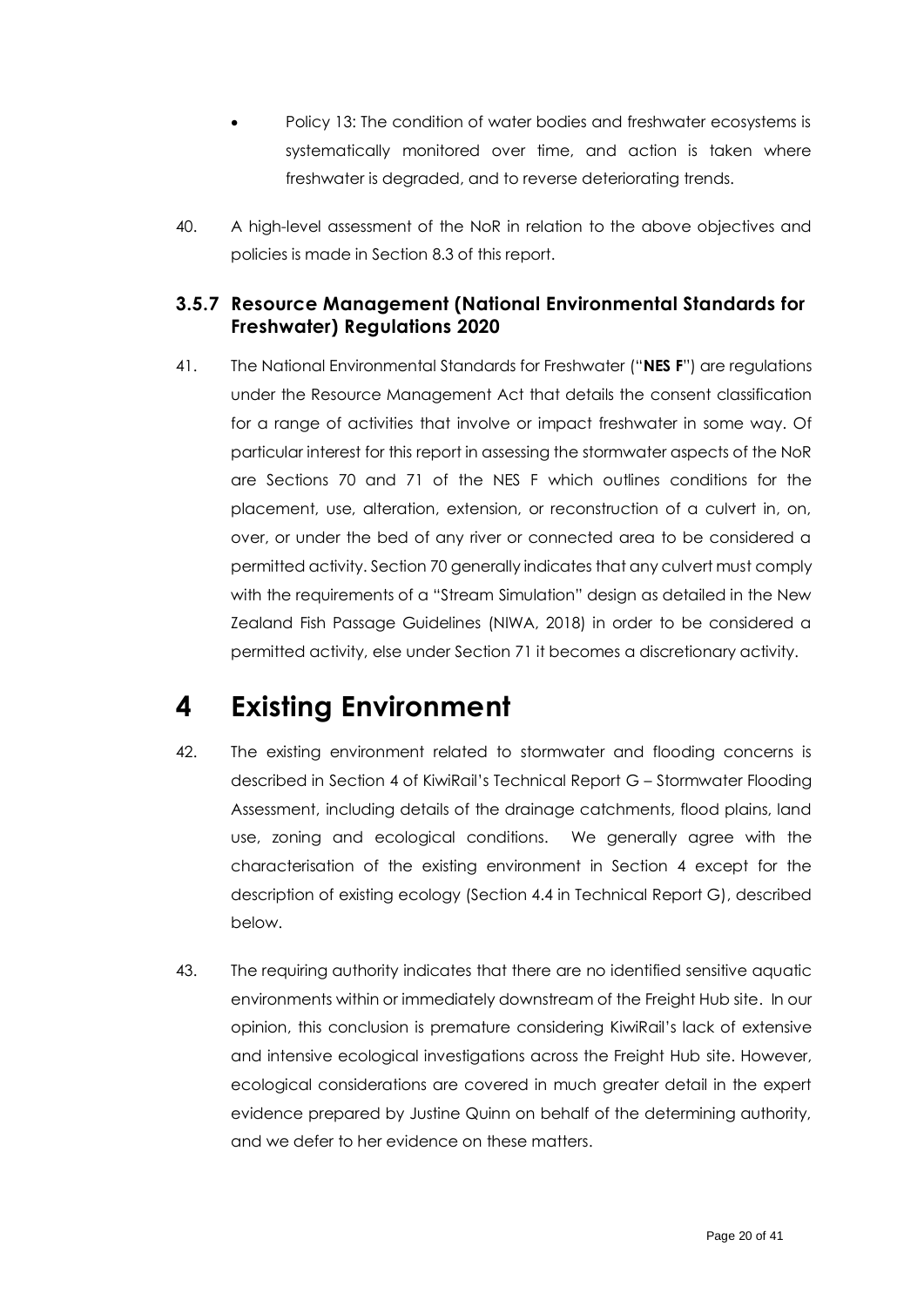- Policy 13: The condition of water bodies and freshwater ecosystems is systematically monitored over time, and action is taken where freshwater is degraded, and to reverse deteriorating trends.

40. A high-level assessment of the NoR in relation to the above objectives and policies is made in Section 8.3 of this report.

### 3.5.7 Resource Management (National Environmental Standards for Freshwater) Regulations 2020

41. The National Environmental Standards for Freshwater ("**NES F**") are regulations under the Resource Management Act that details the consent classification for a range of activities that involve or impact freshwater in some way. Of particular interest for this report in assessing the stormwater aspects of the NoR are Sections 70 and 71 of the NES F which outlines conditions for the placement, use, alteration, extension, or reconstruction of a culvert in, on, over, or under the bed of any river or connected area to be considered a permitted activity. Section 70 generally indicates that any culvert must comply with the requirements of a "Stream Simulation" design as detailed in the New Zealand Fish Passage Guidelines (NIWA, 2018) in order to be considered a permitted activity, else under Section 71 it becomes a discretionary activity.

# 4 Existing Environment

42. The existing environment related to stormwater and flooding concerns is described in Section 4 of KiwiRail's Technical Report G – Stormwater Flooding Assessment, including details of the drainage catchments, flood plains, land use, zoning and ecological conditions. We generally agree with the characterisation of the existing environment in Section 4 except for the description of existing ecology (Section 4.4 in Technical Report G), described below.

43. The requiring authority indicates that there are no identified sensitive aquatic environments within or immediately downstream of the Freight Hub site. In our opinion, this conclusion is premature considering KiwiRail's lack of extensive and intensive ecological investigations across the Freight Hub site. However, ecological considerations are covered in much greater detail in the expert evidence prepared by Justine Quinn on behalf of the determining authority, and we defer to her evidence on these matters.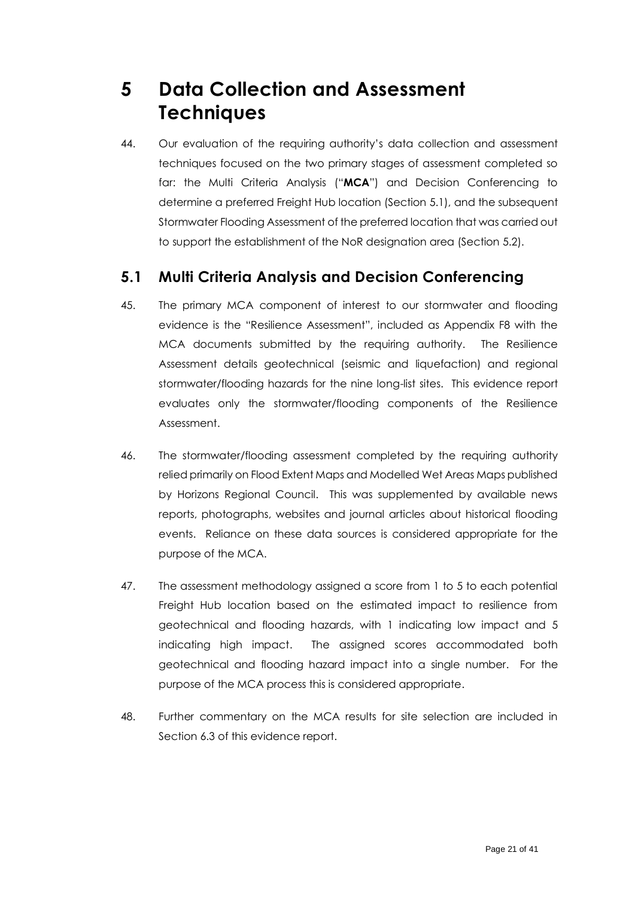# 5 Data Collection and Assessment Techniques

44. Our evaluation of the requiring authority's data collection and assessment techniques focused on the two primary stages of assessment completed so far: the Multi Criteria Analysis ("**MCA**") and Decision Conferencing to determine a preferred Freight Hub location (Section 5.1), and the subsequent Stormwater Flooding Assessment of the preferred location that was carried out to support the establishment of the NoR designation area (Section 5.2).

## 5.1 Multi Criteria Analysis and Decision Conferencing

45. The primary MCA component of interest to our stormwater and flooding evidence is the "Resilience Assessment", included as Appendix F8 with the MCA documents submitted by the requiring authority. The Resilience Assessment details geotechnical (seismic and liquefaction) and regional stormwater/flooding hazards for the nine long-list sites. This evidence report evaluates only the stormwater/flooding components of the Resilience Assessment.

46. The stormwater/flooding assessment completed by the requiring authority relied primarily on Flood Extent Maps and Modelled Wet Areas Maps published by Horizons Regional Council. This was supplemented by available news reports, photographs, websites and journal articles about historical flooding events. Reliance on these data sources is considered appropriate for the purpose of the MCA.

47. The assessment methodology assigned a score from 1 to 5 to each potential Freight Hub location based on the estimated impact to resilience from geotechnical and flooding hazards, with 1 indicating low impact and 5 indicating high impact. The assigned scores accommodated both geotechnical and flooding hazard impact into a single number. For the purpose of the MCA process this is considered appropriate.

48. Further commentary on the MCA results for site selection are included in Section 6.3 of this evidence report.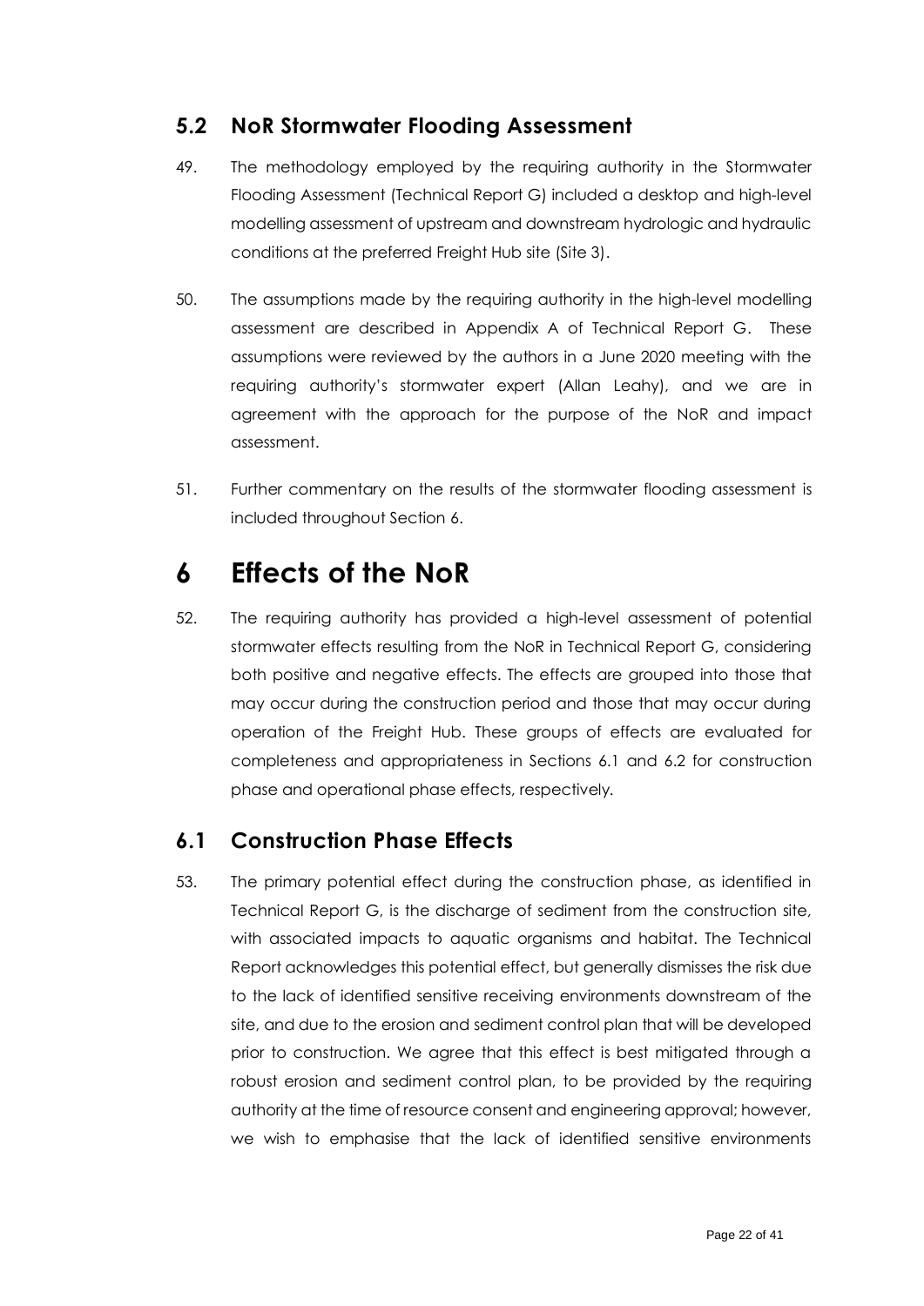## 5.2 NoR Stormwater Flooding Assessment

49. The methodology employed by the requiring authority in the Stormwater Flooding Assessment (Technical Report G) included a desktop and high-level modelling assessment of upstream and downstream hydrologic and hydraulic conditions at the preferred Freight Hub site (Site 3).

50. The assumptions made by the requiring authority in the high-level modelling assessment are described in Appendix A of Technical Report G. These assumptions were reviewed by the authors in a June 2020 meeting with the requiring authority's stormwater expert (Allan Leahy), and we are in agreement with the approach for the purpose of the NoR and impact assessment.

51. Further commentary on the results of the stormwater flooding assessment is included throughout Section 6.

# 6 Effects of the NoR

52. The requiring authority has provided a high-level assessment of potential stormwater effects resulting from the NoR in Technical Report G, considering both positive and negative effects. The effects are grouped into those that may occur during the construction period and those that may occur during operation of the Freight Hub. These groups of effects are evaluated for completeness and appropriateness in Sections 6.1 and 6.2 for construction phase and operational phase effects, respectively.

## 6.1 Construction Phase Effects

53. The primary potential effect during the construction phase, as identified in Technical Report G, is the discharge of sediment from the construction site, with associated impacts to aquatic organisms and habitat. The Technical Report acknowledges this potential effect, but generally dismisses the risk due to the lack of identified sensitive receiving environments downstream of the site, and due to the erosion and sediment control plan that will be developed prior to construction. We agree that this effect is best mitigated through a robust erosion and sediment control plan, to be provided by the requiring authority at the time of resource consent and engineering approval; however, we wish to emphasise that the lack of identified sensitive environments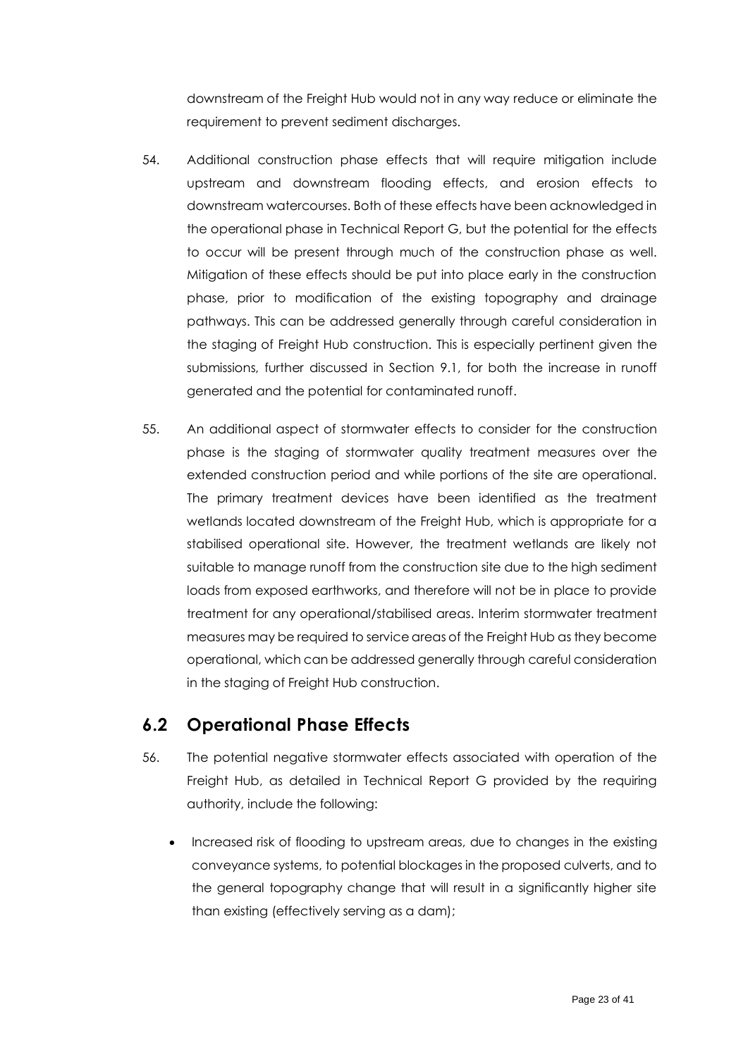downstream of the Freight Hub would not in any way reduce or eliminate the requirement to prevent sediment discharges.

54. Additional construction phase effects that will require mitigation include upstream and downstream flooding effects, and erosion effects to downstream watercourses. Both of these effects have been acknowledged in the operational phase in Technical Report G, but the potential for the effects to occur will be present through much of the construction phase as well. Mitigation of these effects should be put into place early in the construction phase, prior to modification of the existing topography and drainage pathways. This can be addressed generally through careful consideration in the staging of Freight Hub construction. This is especially pertinent given the submissions, further discussed in Section 9.1, for both the increase in runoff generated and the potential for contaminated runoff.

55. An additional aspect of stormwater effects to consider for the construction phase is the staging of stormwater quality treatment measures over the extended construction period and while portions of the site are operational. The primary treatment devices have been identified as the treatment wetlands located downstream of the Freight Hub, which is appropriate for a stabilised operational site. However, the treatment wetlands are likely not suitable to manage runoff from the construction site due to the high sediment loads from exposed earthworks, and therefore will not be in place to provide treatment for any operational/stabilised areas. Interim stormwater treatment measures may be required to service areas of the Freight Hub as they become operational, which can be addressed generally through careful consideration in the staging of Freight Hub construction.

## 6.2 Operational Phase Effects

56. The potential negative stormwater effects associated with operation of the Freight Hub, as detailed in Technical Report G provided by the requiring authority, include the following:

    - Increased risk of flooding to upstream areas, due to changes in the existing conveyance systems, to potential blockages in the proposed culverts, and to the general topography change that will result in a significantly higher site than existing (effectively serving as a dam);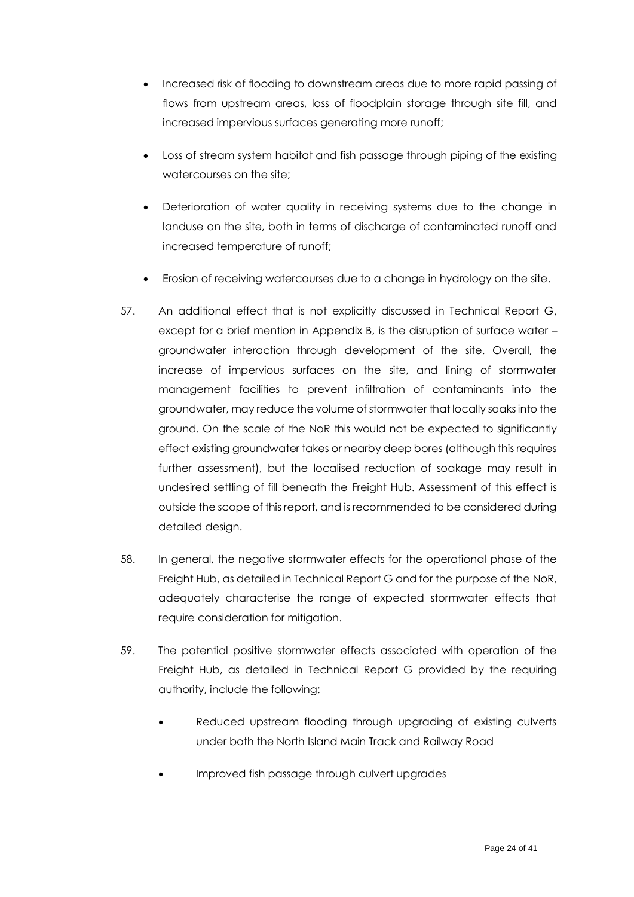- Increased risk of flooding to downstream areas due to more rapid passing of flows from upstream areas, loss of floodplain storage through site fill, and increased impervious surfaces generating more runoff;
- Loss of stream system habitat and fish passage through piping of the existing watercourses on the site;
- Deterioration of water quality in receiving systems due to the change in landuse on the site, both in terms of discharge of contaminated runoff and increased temperature of runoff;
- Erosion of receiving watercourses due to a change in hydrology on the site.

57. An additional effect that is not explicitly discussed in Technical Report G, except for a brief mention in Appendix B, is the disruption of surface water – groundwater interaction through development of the site. Overall, the increase of impervious surfaces on the site, and lining of stormwater management facilities to prevent infiltration of contaminants into the groundwater, may reduce the volume of stormwater that locally soaks into the ground. On the scale of the NoR this would not be expected to significantly effect existing groundwater takes or nearby deep bores (although this requires further assessment), but the localised reduction of soakage may result in undesired settling of fill beneath the Freight Hub. Assessment of this effect is outside the scope of this report, and is recommended to be considered during detailed design.

58. In general, the negative stormwater effects for the operational phase of the Freight Hub, as detailed in Technical Report G and for the purpose of the NoR, adequately characterise the range of expected stormwater effects that require consideration for mitigation.

59. The potential positive stormwater effects associated with operation of the Freight Hub, as detailed in Technical Report G provided by the requiring authority, include the following:

    - Reduced upstream flooding through upgrading of existing culverts under both the North Island Main Track and Railway Road
    - Improved fish passage through culvert upgrades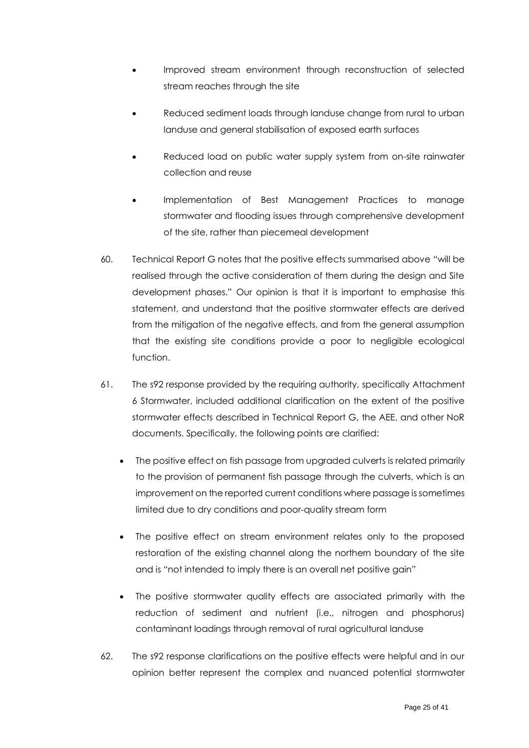- Improved stream environment through reconstruction of selected stream reaches through the site
- Reduced sediment loads through landuse change from rural to urban landuse and general stabilisation of exposed earth surfaces
- Reduced load on public water supply system from on-site rainwater collection and reuse
- Implementation of Best Management Practices to manage stormwater and flooding issues through comprehensive development of the site, rather than piecemeal development

60. Technical Report G notes that the positive effects summarised above "will be realised through the active consideration of them during the design and Site development phases." Our opinion is that it is important to emphasise this statement, and understand that the positive stormwater effects are derived from the mitigation of the negative effects, and from the general assumption that the existing site conditions provide a poor to negligible ecological function.

61. The s92 response provided by the requiring authority, specifically Attachment 6 Stormwater, included additional clarification on the extent of the positive stormwater effects described in Technical Report G, the AEE, and other NoR documents. Specifically, the following points are clarified:

    - The positive effect on fish passage from upgraded culverts is related primarily to the provision of permanent fish passage through the culverts, which is an improvement on the reported current conditions where passage is sometimes limited due to dry conditions and poor-quality stream form
    - The positive effect on stream environment relates only to the proposed restoration of the existing channel along the northern boundary of the site and is "not intended to imply there is an overall net positive gain"
    - The positive stormwater quality effects are associated primarily with the reduction of sediment and nutrient (i.e., nitrogen and phosphorus) contaminant loadings through removal of rural agricultural landuse

62. The s92 response clarifications on the positive effects were helpful and in our opinion better represent the complex and nuanced potential stormwater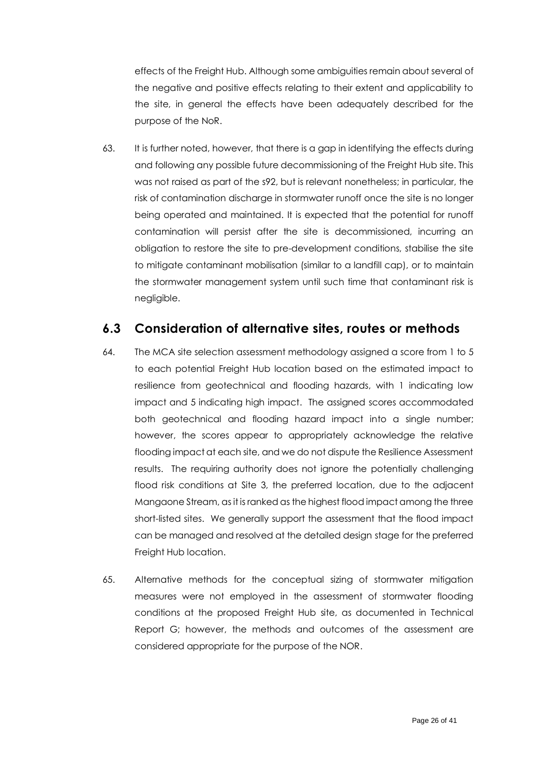effects of the Freight Hub. Although some ambiguities remain about several of the negative and positive effects relating to their extent and applicability to the site, in general the effects have been adequately described for the purpose of the NoR.

63. It is further noted, however, that there is a gap in identifying the effects during and following any possible future decommissioning of the Freight Hub site. This was not raised as part of the s92, but is relevant nonetheless; in particular, the risk of contamination discharge in stormwater runoff once the site is no longer being operated and maintained. It is expected that the potential for runoff contamination will persist after the site is decommissioned, incurring an obligation to restore the site to pre-development conditions, stabilise the site to mitigate contaminant mobilisation (similar to a landfill cap), or to maintain the stormwater management system until such time that contaminant risk is negligible.

## 6.3 Consideration of alternative sites, routes or methods

64. The MCA site selection assessment methodology assigned a score from 1 to 5 to each potential Freight Hub location based on the estimated impact to resilience from geotechnical and flooding hazards, with 1 indicating low impact and 5 indicating high impact. The assigned scores accommodated both geotechnical and flooding hazard impact into a single number; however, the scores appear to appropriately acknowledge the relative flooding impact at each site, and we do not dispute the Resilience Assessment results. The requiring authority does not ignore the potentially challenging flood risk conditions at Site 3, the preferred location, due to the adjacent Mangaone Stream, as it is ranked as the highest flood impact among the three short-listed sites. We generally support the assessment that the flood impact can be managed and resolved at the detailed design stage for the preferred Freight Hub location.

65. Alternative methods for the conceptual sizing of stormwater mitigation measures were not employed in the assessment of stormwater flooding conditions at the proposed Freight Hub site, as documented in Technical Report G; however, the methods and outcomes of the assessment are considered appropriate for the purpose of the NOR.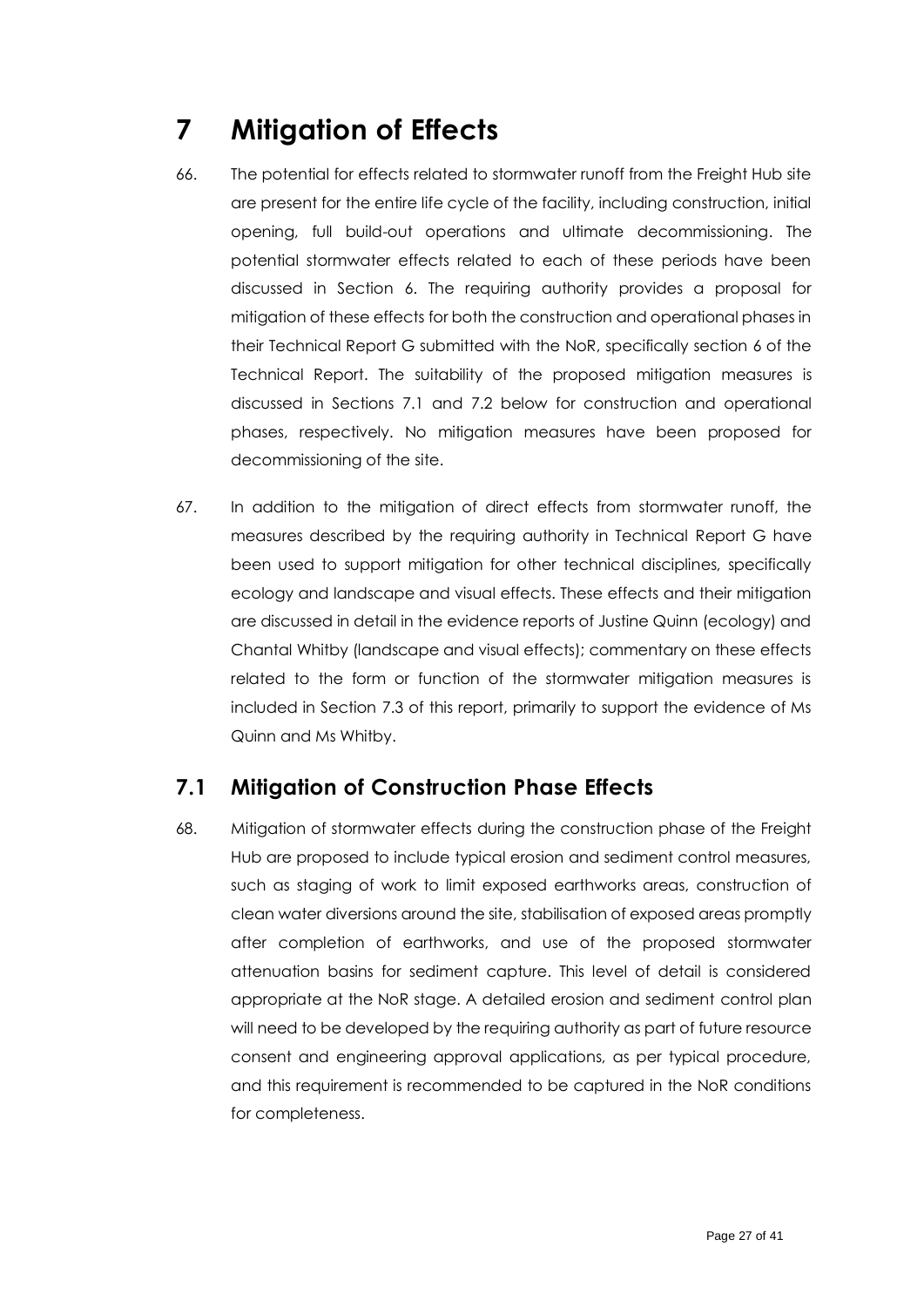# 7 Mitigation of Effects

66. The potential for effects related to stormwater runoff from the Freight Hub site are present for the entire life cycle of the facility, including construction, initial opening, full build-out operations and ultimate decommissioning. The potential stormwater effects related to each of these periods have been discussed in Section 6. The requiring authority provides a proposal for mitigation of these effects for both the construction and operational phases in their Technical Report G submitted with the NoR, specifically section 6 of the Technical Report. The suitability of the proposed mitigation measures is discussed in Sections 7.1 and 7.2 below for construction and operational phases, respectively. No mitigation measures have been proposed for decommissioning of the site.

67. In addition to the mitigation of direct effects from stormwater runoff, the measures described by the requiring authority in Technical Report G have been used to support mitigation for other technical disciplines, specifically ecology and landscape and visual effects. These effects and their mitigation are discussed in detail in the evidence reports of Justine Quinn (ecology) and Chantal Whitby (landscape and visual effects); commentary on these effects related to the form or function of the stormwater mitigation measures is included in Section 7.3 of this report, primarily to support the evidence of Ms Quinn and Ms Whitby.

## 7.1 Mitigation of Construction Phase Effects

68. Mitigation of stormwater effects during the construction phase of the Freight Hub are proposed to include typical erosion and sediment control measures, such as staging of work to limit exposed earthworks areas, construction of clean water diversions around the site, stabilisation of exposed areas promptly after completion of earthworks, and use of the proposed stormwater attenuation basins for sediment capture. This level of detail is considered appropriate at the NoR stage. A detailed erosion and sediment control plan will need to be developed by the requiring authority as part of future resource consent and engineering approval applications, as per typical procedure, and this requirement is recommended to be captured in the NoR conditions for completeness.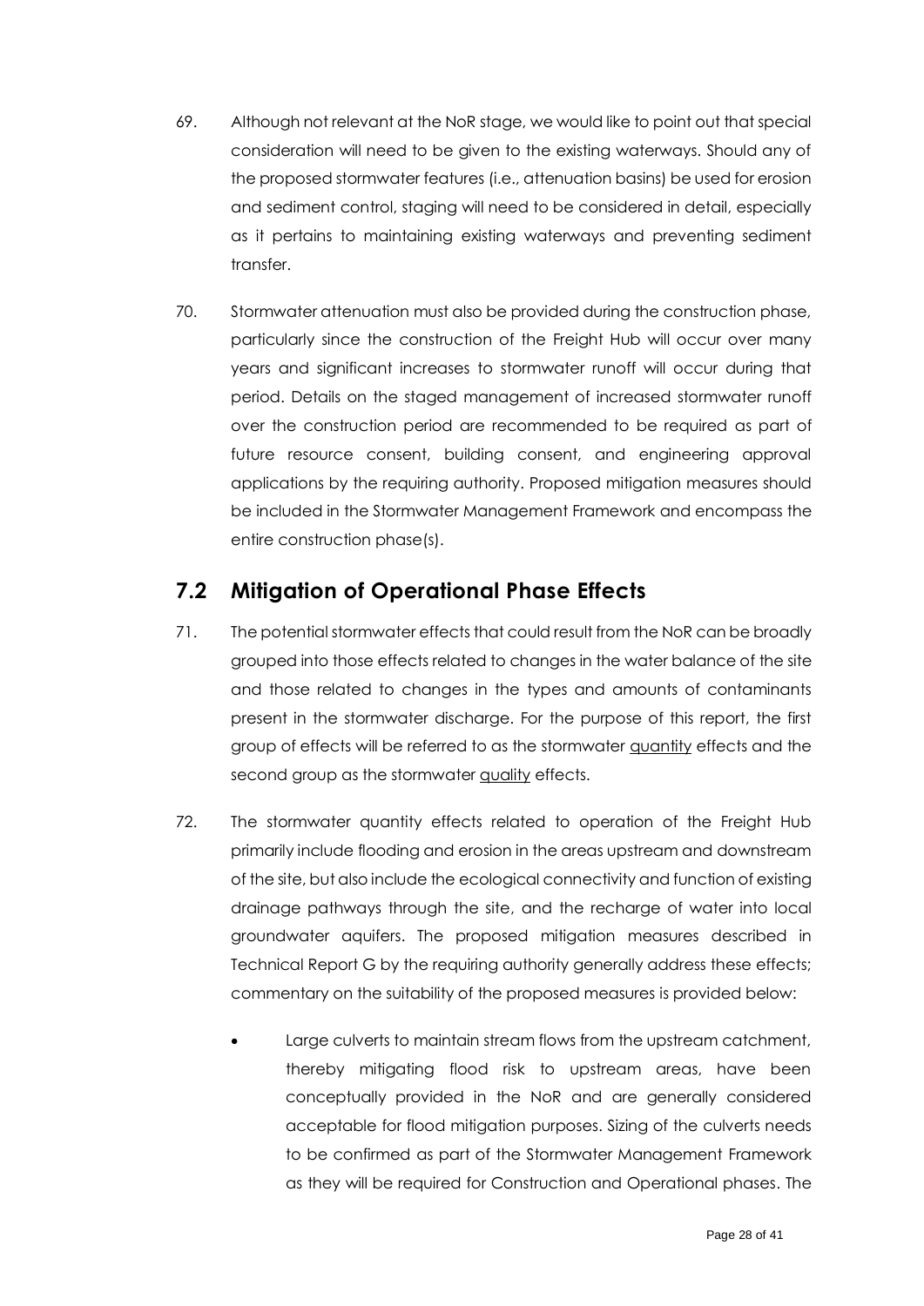69. Although not relevant at the NoR stage, we would like to point out that special consideration will need to be given to the existing waterways. Should any of the proposed stormwater features (i.e., attenuation basins) be used for erosion and sediment control, staging will need to be considered in detail, especially as it pertains to maintaining existing waterways and preventing sediment transfer.

70. Stormwater attenuation must also be provided during the construction phase, particularly since the construction of the Freight Hub will occur over many years and significant increases to stormwater runoff will occur during that period. Details on the staged management of increased stormwater runoff over the construction period are recommended to be required as part of future resource consent, building consent, and engineering approval applications by the requiring authority. Proposed mitigation measures should be included in the Stormwater Management Framework and encompass the entire construction phase(s).

## 7.2 Mitigation of Operational Phase Effects

71. The potential stormwater effects that could result from the NoR can be broadly grouped into those effects related to changes in the water balance of the site and those related to changes in the types and amounts of contaminants present in the stormwater discharge. For the purpose of this report, the first group of effects will be referred to as the stormwater <u>quantity</u> effects and the second group as the stormwater <u>quality</u> effects.

72. The stormwater quantity effects related to operation of the Freight Hub primarily include flooding and erosion in the areas upstream and downstream of the site, but also include the ecological connectivity and function of existing drainage pathways through the site, and the recharge of water into local groundwater aquifers. The proposed mitigation measures described in Technical Report G by the requiring authority generally address these effects; commentary on the suitability of the proposed measures is provided below:

    - Large culverts to maintain stream flows from the upstream catchment, thereby mitigating flood risk to upstream areas, have been conceptually provided in the NoR and are generally considered acceptable for flood mitigation purposes. Sizing of the culverts needs to be confirmed as part of the Stormwater Management Framework as they will be required for Construction and Operational phases. The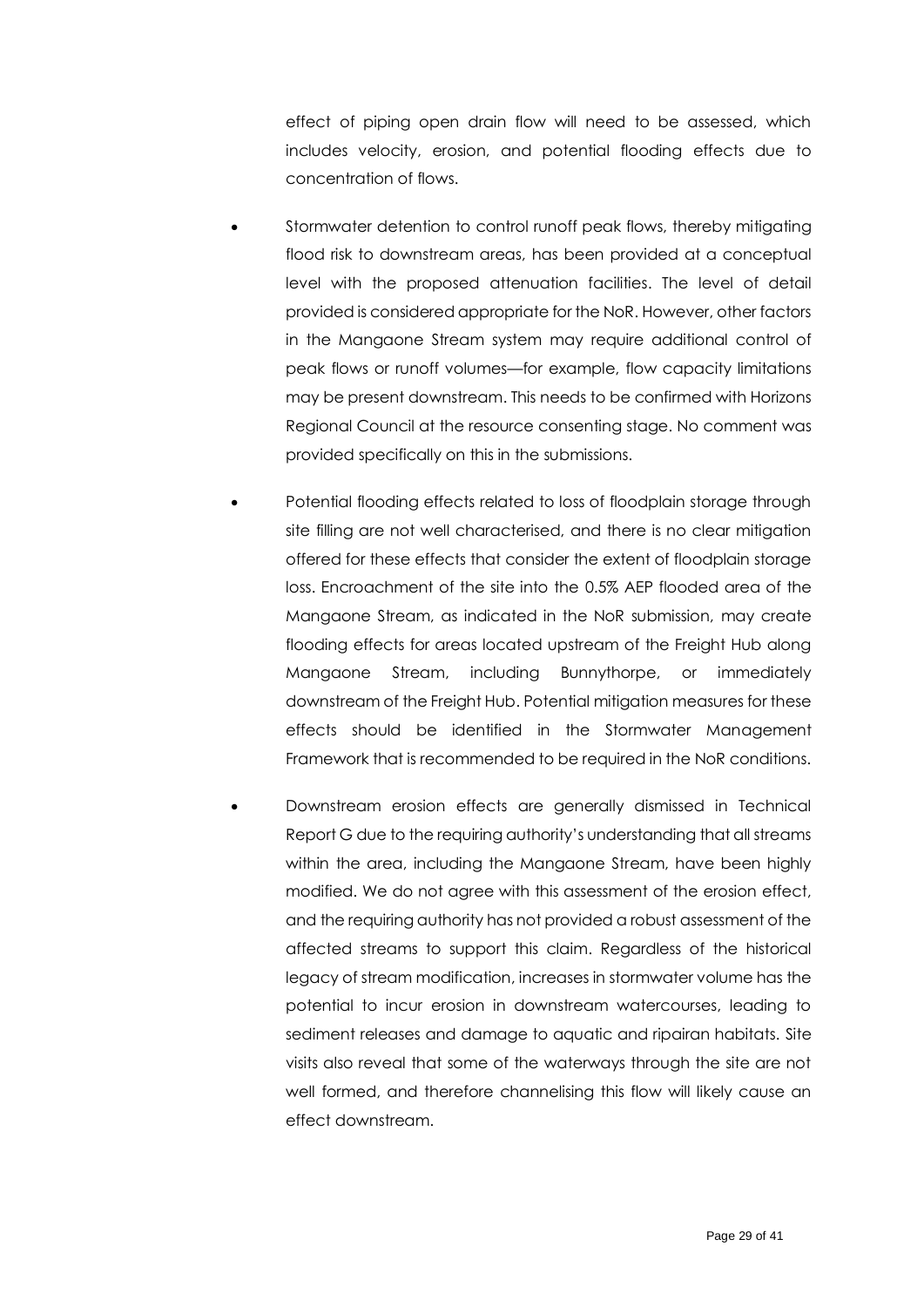effect of piping open drain flow will need to be assessed, which includes velocity, erosion, and potential flooding effects due to concentration of flows.

- Stormwater detention to control runoff peak flows, thereby mitigating flood risk to downstream areas, has been provided at a conceptual level with the proposed attenuation facilities. The level of detail provided is considered appropriate for the NoR. However, other factors in the Mangaone Stream system may require additional control of peak flows or runoff volumes—for example, flow capacity limitations may be present downstream. This needs to be confirmed with Horizons Regional Council at the resource consenting stage. No comment was provided specifically on this in the submissions.

- Potential flooding effects related to loss of floodplain storage through site filling are not well characterised, and there is no clear mitigation offered for these effects that consider the extent of floodplain storage loss. Encroachment of the site into the 0.5% AEP flooded area of the Mangaone Stream, as indicated in the NoR submission, may create flooding effects for areas located upstream of the Freight Hub along Mangaone Stream, including Bunnythorpe, or immediately downstream of the Freight Hub. Potential mitigation measures for these effects should be identified in the Stormwater Management Framework that is recommended to be required in the NoR conditions.

- Downstream erosion effects are generally dismissed in Technical Report G due to the requiring authority's understanding that all streams within the area, including the Mangaone Stream, have been highly modified. We do not agree with this assessment of the erosion effect, and the requiring authority has not provided a robust assessment of the affected streams to support this claim. Regardless of the historical legacy of stream modification, increases in stormwater volume has the potential to incur erosion in downstream watercourses, leading to sediment releases and damage to aquatic and ripairan habitats. Site visits also reveal that some of the waterways through the site are not well formed, and therefore channelising this flow will likely cause an effect downstream.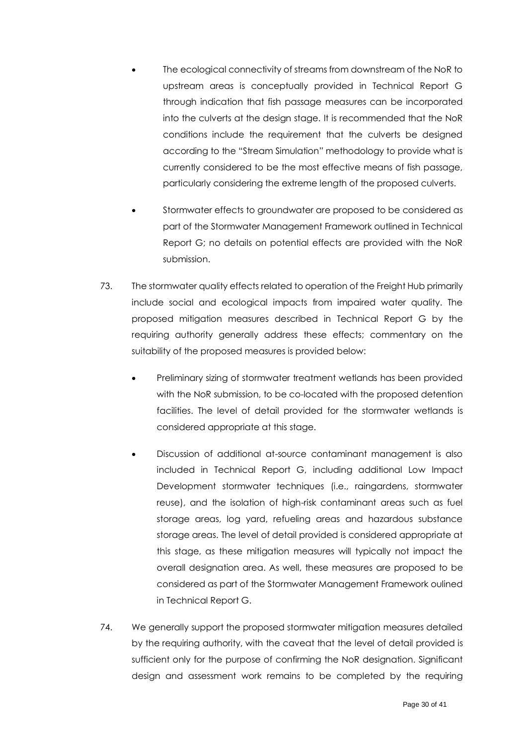- The ecological connectivity of streams from downstream of the NoR to upstream areas is conceptually provided in Technical Report G through indication that fish passage measures can be incorporated into the culverts at the design stage. It is recommended that the NoR conditions include the requirement that the culverts be designed according to the "Stream Simulation" methodology to provide what is currently considered to be the most effective means of fish passage, particularly considering the extreme length of the proposed culverts.

- Stormwater effects to groundwater are proposed to be considered as part of the Stormwater Management Framework outlined in Technical Report G; no details on potential effects are provided with the NoR submission.

73. The stormwater quality effects related to operation of the Freight Hub primarily include social and ecological impacts from impaired water quality. The proposed mitigation measures described in Technical Report G by the requiring authority generally address these effects; commentary on the suitability of the proposed measures is provided below:

    - Preliminary sizing of stormwater treatment wetlands has been provided with the NoR submission, to be co-located with the proposed detention facilities. The level of detail provided for the stormwater wetlands is considered appropriate at this stage.

    - Discussion of additional at-source contaminant management is also included in Technical Report G, including additional Low Impact Development stormwater techniques (i.e., raingardens, stormwater reuse), and the isolation of high-risk contaminant areas such as fuel storage areas, log yard, refueling areas and hazardous substance storage areas. The level of detail provided is considered appropriate at this stage, as these mitigation measures will typically not impact the overall designation area. As well, these measures are proposed to be considered as part of the Stormwater Management Framework oulined in Technical Report G.

74. We generally support the proposed stormwater mitigation measures detailed by the requiring authority, with the caveat that the level of detail provided is sufficient only for the purpose of confirming the NoR designation. Significant design and assessment work remains to be completed by the requiring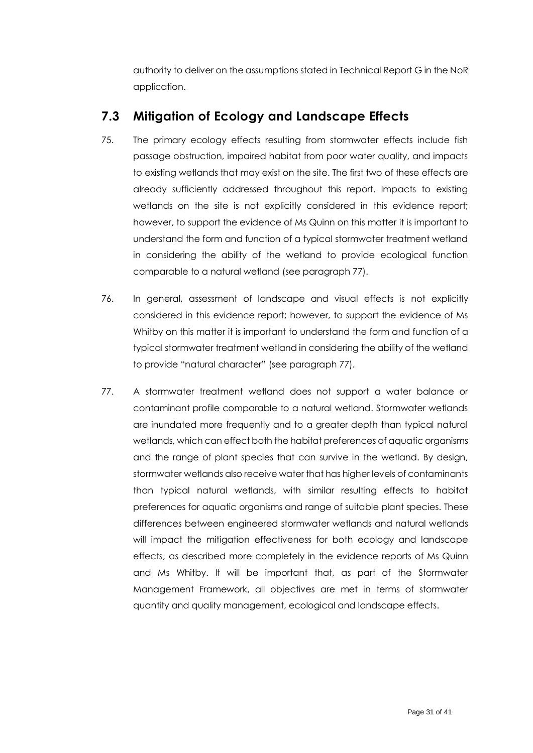authority to deliver on the assumptions stated in Technical Report G in the NoR application.

## 7.3 Mitigation of Ecology and Landscape Effects

75. The primary ecology effects resulting from stormwater effects include fish passage obstruction, impaired habitat from poor water quality, and impacts to existing wetlands that may exist on the site. The first two of these effects are already sufficiently addressed throughout this report. Impacts to existing wetlands on the site is not explicitly considered in this evidence report; however, to support the evidence of Ms Quinn on this matter it is important to understand the form and function of a typical stormwater treatment wetland in considering the ability of the wetland to provide ecological function comparable to a natural wetland (see paragraph 77).

76. In general, assessment of landscape and visual effects is not explicitly considered in this evidence report; however, to support the evidence of Ms Whitby on this matter it is important to understand the form and function of a typical stormwater treatment wetland in considering the ability of the wetland to provide "natural character" (see paragraph 77).

77. A stormwater treatment wetland does not support a water balance or contaminant profile comparable to a natural wetland. Stormwater wetlands are inundated more frequently and to a greater depth than typical natural wetlands, which can effect both the habitat preferences of aquatic organisms and the range of plant species that can survive in the wetland. By design, stormwater wetlands also receive water that has higher levels of contaminants than typical natural wetlands, with similar resulting effects to habitat preferences for aquatic organisms and range of suitable plant species. These differences between engineered stormwater wetlands and natural wetlands will impact the mitigation effectiveness for both ecology and landscape effects, as described more completely in the evidence reports of Ms Quinn and Ms Whitby. It will be important that, as part of the Stormwater Management Framework, all objectives are met in terms of stormwater quantity and quality management, ecological and landscape effects.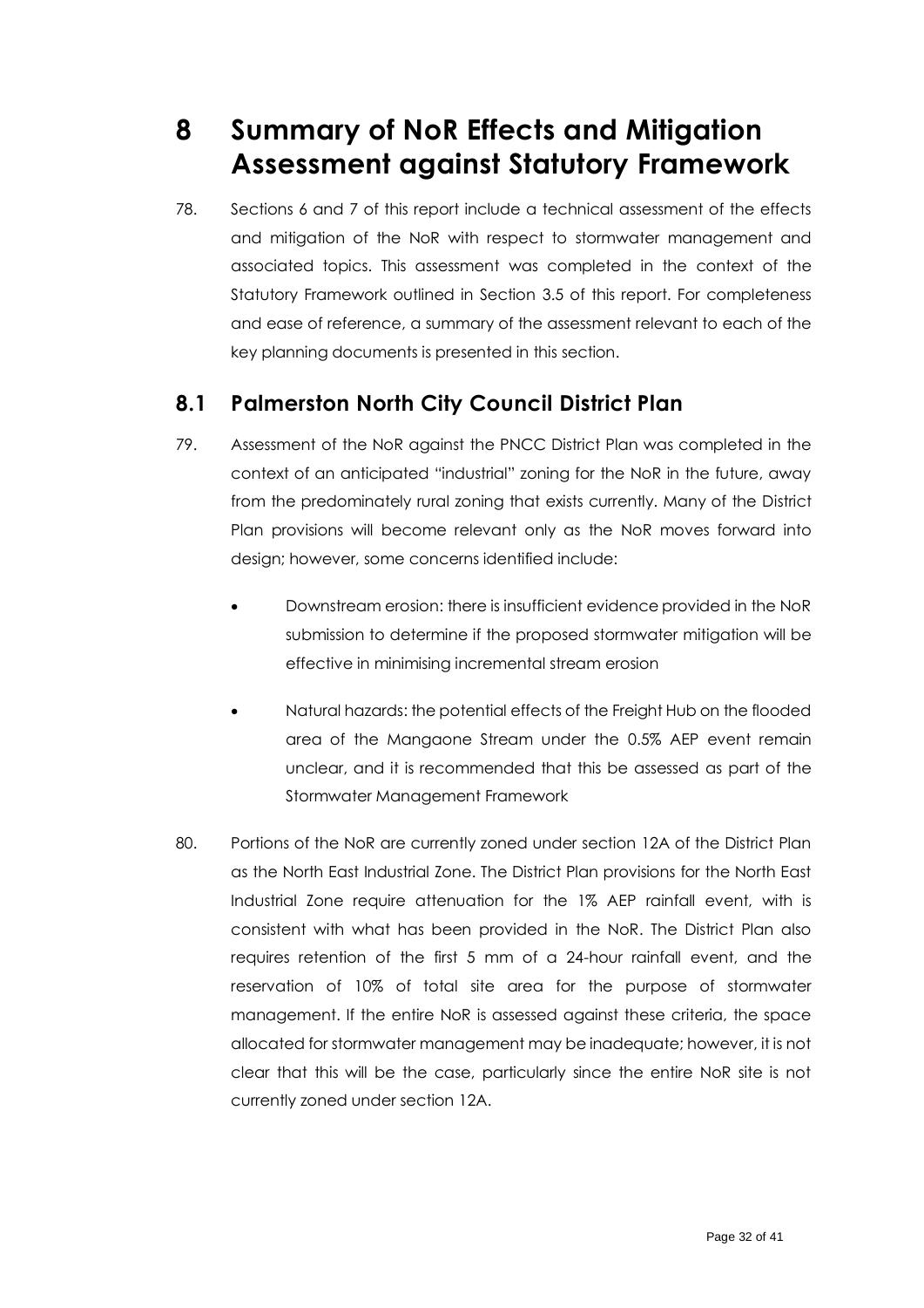# 8 Summary of NoR Effects and Mitigation Assessment against Statutory Framework

78. Sections 6 and 7 of this report include a technical assessment of the effects and mitigation of the NoR with respect to stormwater management and associated topics. This assessment was completed in the context of the Statutory Framework outlined in Section 3.5 of this report. For completeness and ease of reference, a summary of the assessment relevant to each of the key planning documents is presented in this section.

## 8.1 Palmerston North City Council District Plan

79. Assessment of the NoR against the PNCC District Plan was completed in the context of an anticipated "industrial" zoning for the NoR in the future, away from the predominately rural zoning that exists currently. Many of the District Plan provisions will become relevant only as the NoR moves forward into design; however, some concerns identified include:

   - Downstream erosion: there is insufficient evidence provided in the NoR submission to determine if the proposed stormwater mitigation will be effective in minimising incremental stream erosion
   - Natural hazards: the potential effects of the Freight Hub on the flooded area of the Mangaone Stream under the 0.5% AEP event remain unclear, and it is recommended that this be assessed as part of the Stormwater Management Framework

80. Portions of the NoR are currently zoned under section 12A of the District Plan as the North East Industrial Zone. The District Plan provisions for the North East Industrial Zone require attenuation for the 1% AEP rainfall event, with is consistent with what has been provided in the NoR. The District Plan also requires retention of the first 5 mm of a 24-hour rainfall event, and the reservation of 10% of total site area for the purpose of stormwater management. If the entire NoR is assessed against these criteria, the space allocated for stormwater management may be inadequate; however, it is not clear that this will be the case, particularly since the entire NoR site is not currently zoned under section 12A.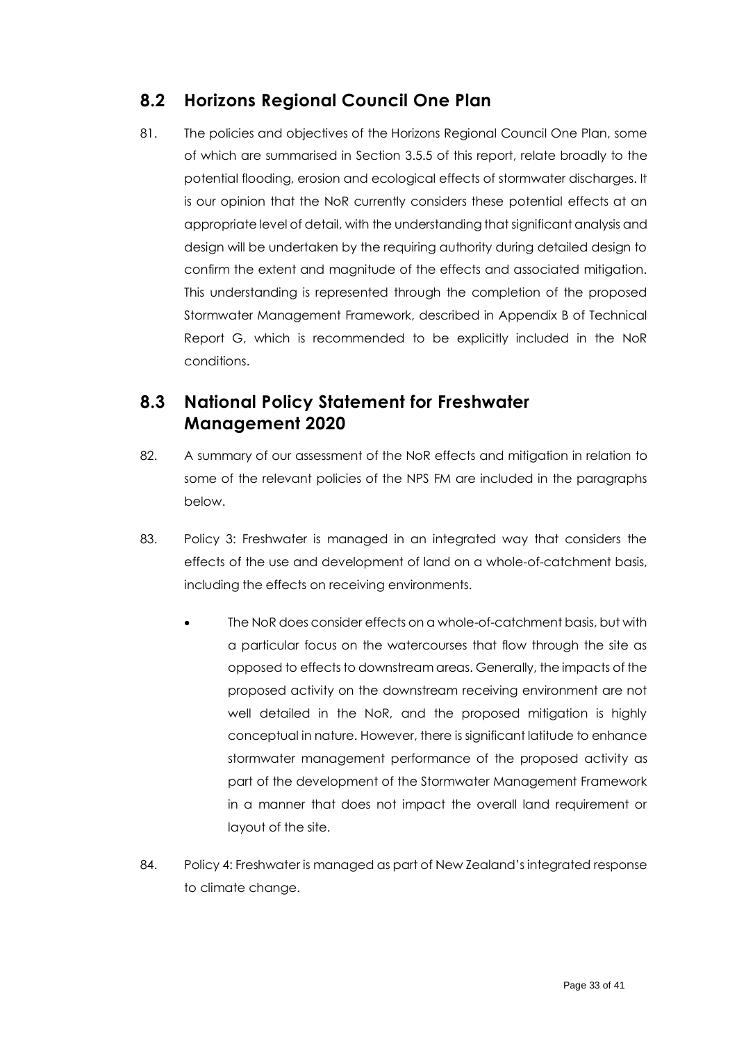## 8.2 Horizons Regional Council One Plan

81. The policies and objectives of the Horizons Regional Council One Plan, some of which are summarised in Section 3.5.5 of this report, relate broadly to the potential flooding, erosion and ecological effects of stormwater discharges. It is our opinion that the NoR currently considers these potential effects at an appropriate level of detail, with the understanding that significant analysis and design will be undertaken by the requiring authority during detailed design to confirm the extent and magnitude of the effects and associated mitigation. This understanding is represented through the completion of the proposed Stormwater Management Framework, described in Appendix B of Technical Report G, which is recommended to be explicitly included in the NoR conditions.

## 8.3 National Policy Statement for Freshwater Management 2020

82. A summary of our assessment of the NoR effects and mitigation in relation to some of the relevant policies of the NPS FM are included in the paragraphs below.

83. Policy 3: Freshwater is managed in an integrated way that considers the effects of the use and development of land on a whole-of-catchment basis, including the effects on receiving environments.

    - The NoR does consider effects on a whole-of-catchment basis, but with a particular focus on the watercourses that flow through the site as opposed to effects to downstream areas. Generally, the impacts of the proposed activity on the downstream receiving environment are not well detailed in the NoR, and the proposed mitigation is highly conceptual in nature. However, there is significant latitude to enhance stormwater management performance of the proposed activity as part of the development of the Stormwater Management Framework in a manner that does not impact the overall land requirement or layout of the site.

84. Policy 4: Freshwater is managed as part of New Zealand's integrated response to climate change.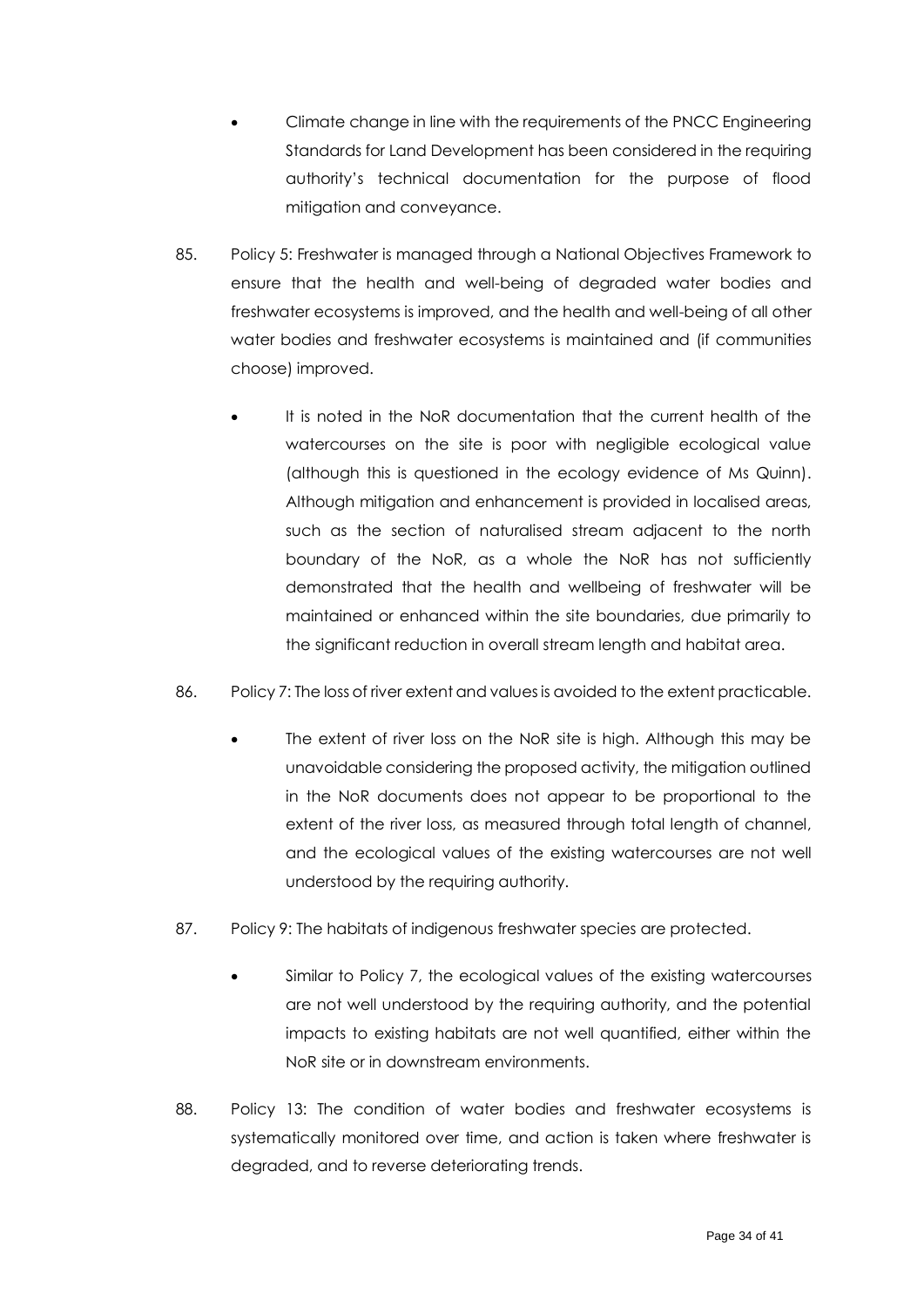- Climate change in line with the requirements of the PNCC Engineering Standards for Land Development has been considered in the requiring authority's technical documentation for the purpose of flood mitigation and conveyance.

85. Policy 5: Freshwater is managed through a National Objectives Framework to ensure that the health and well-being of degraded water bodies and freshwater ecosystems is improved, and the health and well-being of all other water bodies and freshwater ecosystems is maintained and (if communities choose) improved.

    - It is noted in the NoR documentation that the current health of the watercourses on the site is poor with negligible ecological value (although this is questioned in the ecology evidence of Ms Quinn). Although mitigation and enhancement is provided in localised areas, such as the section of naturalised stream adjacent to the north boundary of the NoR, as a whole the NoR has not sufficiently demonstrated that the health and wellbeing of freshwater will be maintained or enhanced within the site boundaries, due primarily to the significant reduction in overall stream length and habitat area.

86. Policy 7: The loss of river extent and values is avoided to the extent practicable.

    - The extent of river loss on the NoR site is high. Although this may be unavoidable considering the proposed activity, the mitigation outlined in the NoR documents does not appear to be proportional to the extent of the river loss, as measured through total length of channel, and the ecological values of the existing watercourses are not well understood by the requiring authority.

87. Policy 9: The habitats of indigenous freshwater species are protected.

    - Similar to Policy 7, the ecological values of the existing watercourses are not well understood by the requiring authority, and the potential impacts to existing habitats are not well quantified, either within the NoR site or in downstream environments.

88. Policy 13: The condition of water bodies and freshwater ecosystems is systematically monitored over time, and action is taken where freshwater is degraded, and to reverse deteriorating trends.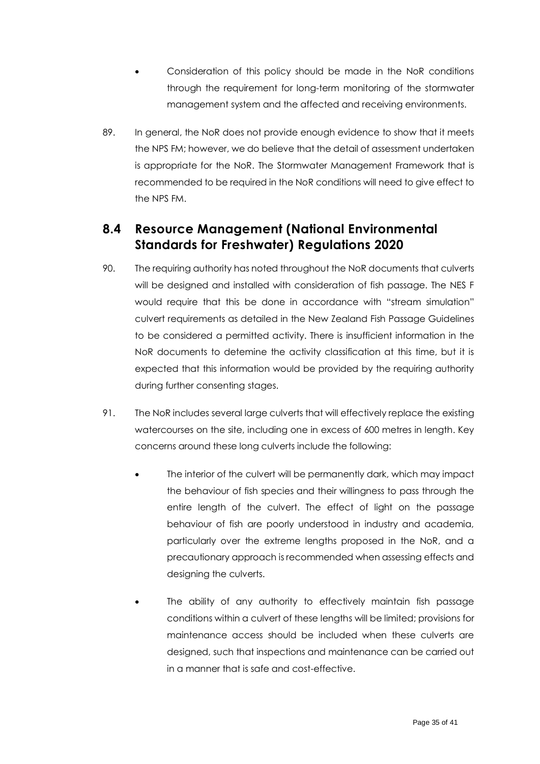- Consideration of this policy should be made in the NoR conditions through the requirement for long-term monitoring of the stormwater management system and the affected and receiving environments.

89. In general, the NoR does not provide enough evidence to show that it meets the NPS FM; however, we do believe that the detail of assessment undertaken is appropriate for the NoR. The Stormwater Management Framework that is recommended to be required in the NoR conditions will need to give effect to the NPS FM.

## 8.4 Resource Management (National Environmental Standards for Freshwater) Regulations 2020

90. The requiring authority has noted throughout the NoR documents that culverts will be designed and installed with consideration of fish passage. The NES F would require that this be done in accordance with "stream simulation" culvert requirements as detailed in the New Zealand Fish Passage Guidelines to be considered a permitted activity. There is insufficient information in the NoR documents to detemine the activity classification at this time, but it is expected that this information would be provided by the requiring authority during further consenting stages.

91. The NoR includes several large culverts that will effectively replace the existing watercourses on the site, including one in excess of 600 metres in length. Key concerns around these long culverts include the following:

    - The interior of the culvert will be permanently dark, which may impact the behaviour of fish species and their willingness to pass through the entire length of the culvert. The effect of light on the passage behaviour of fish are poorly understood in industry and academia, particularly over the extreme lengths proposed in the NoR, and a precautionary approach is recommended when assessing effects and designing the culverts.
    - The ability of any authority to effectively maintain fish passage conditions within a culvert of these lengths will be limited; provisions for maintenance access should be included when these culverts are designed, such that inspections and maintenance can be carried out in a manner that is safe and cost-effective.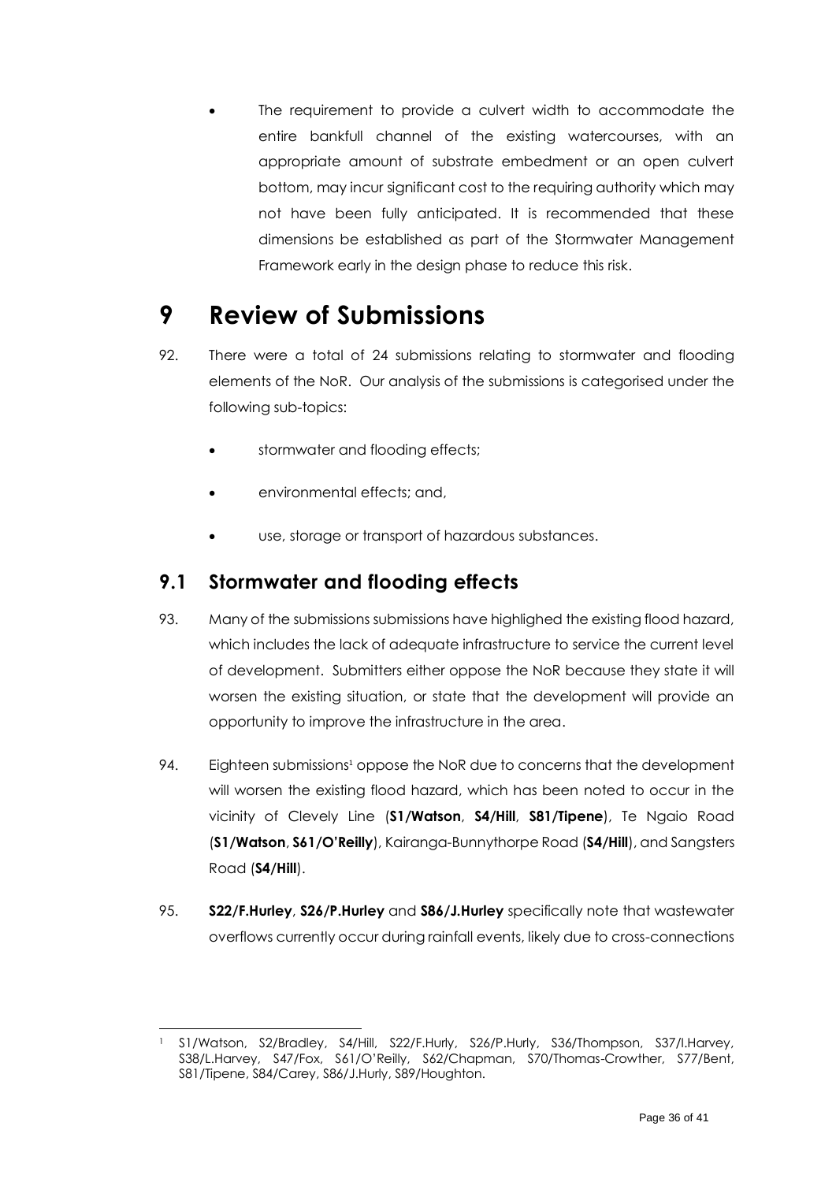- The requirement to provide a culvert width to accommodate the entire bankfull channel of the existing watercourses, with an appropriate amount of substrate embedment or an open culvert bottom, may incur significant cost to the requiring authority which may not have been fully anticipated. It is recommended that these dimensions be established as part of the Stormwater Management Framework early in the design phase to reduce this risk.

# 9 Review of Submissions

92. There were a total of 24 submissions relating to stormwater and flooding elements of the NoR. Our analysis of the submissions is categorised under the following sub-topics:

- stormwater and flooding effects;
- environmental effects; and,
- use, storage or transport of hazardous substances.

## 9.1 Stormwater and flooding effects

93. Many of the submissions submissions have highlighed the existing flood hazard, which includes the lack of adequate infrastructure to service the current level of development. Submitters either oppose the NoR because they state it will worsen the existing situation, or state that the development will provide an opportunity to improve the infrastructure in the area.

94. Eighteen submissions[1] oppose the NoR due to concerns that the development will worsen the existing flood hazard, which has been noted to occur in the vicinity of Clevely Line (**S1/Watson**, **S4/Hill**, **S81/Tipene**), Te Ngaio Road (**S1/Watson**, **S61/O'Reilly**), Kairanga-Bunnythorpe Road (**S4/Hill**), and Sangsters Road (**S4/Hill**).

95. **S22/F.Hurley**, **S26/P.Hurley** and **S86/J.Hurley** specifically note that wastewater overflows currently occur during rainfall events, likely due to cross-connections

[1] S1/Watson, S2/Bradley, S4/Hill, S22/F.Hurly, S26/P.Hurly, S36/Thompson, S37/I.Harvey, S38/L.Harvey, S47/Fox, S61/O'Reilly, S62/Chapman, S70/Thomas-Crowther, S77/Bent, S81/Tipene, S84/Carey, S86/J.Hurly, S89/Houghton.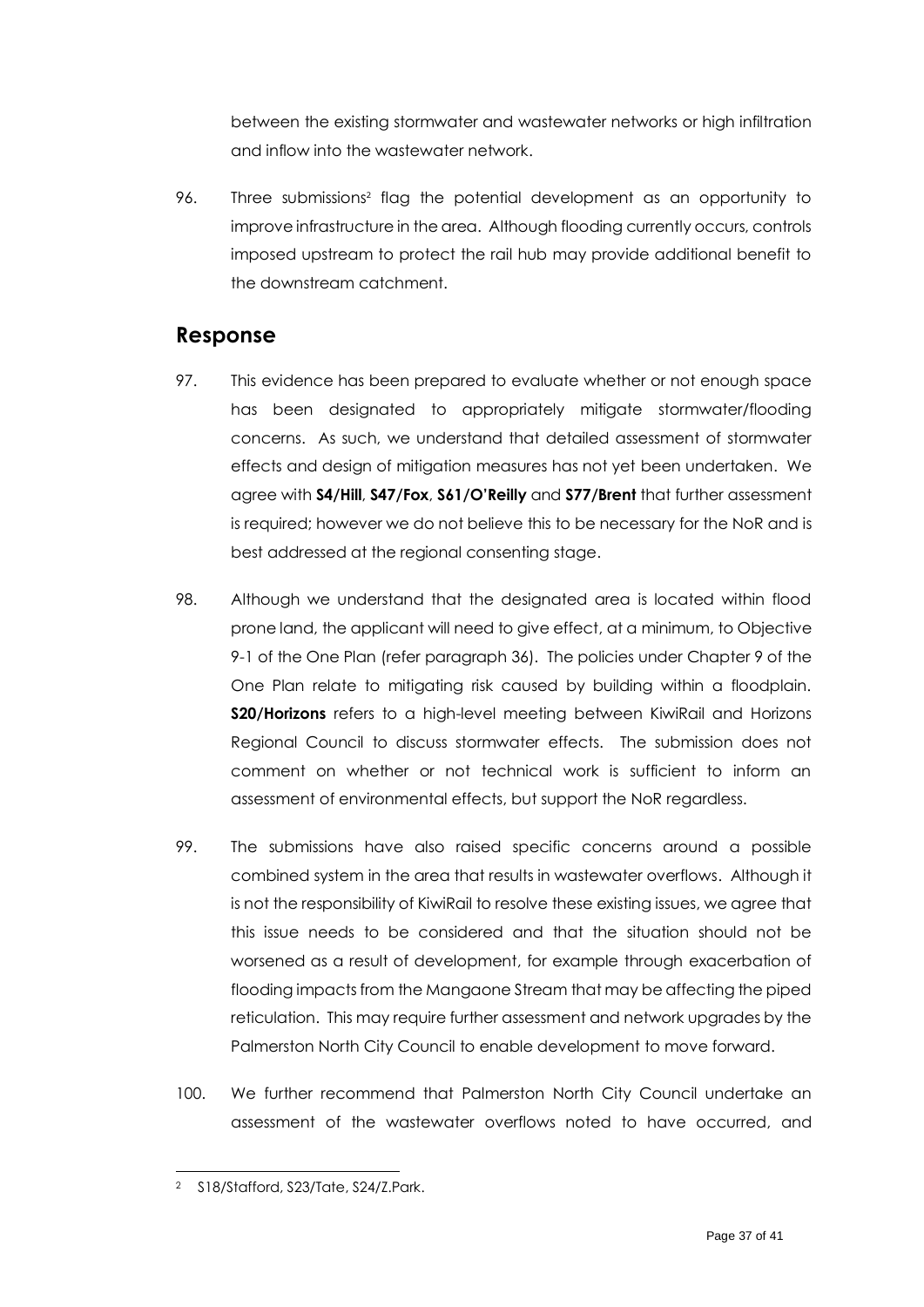between the existing stormwater and wastewater networks or high infiltration and inflow into the wastewater network.

96. Three submissions[2] flag the potential development as an opportunity to improve infrastructure in the area. Although flooding currently occurs, controls imposed upstream to protect the rail hub may provide additional benefit to the downstream catchment.

## Response

97. This evidence has been prepared to evaluate whether or not enough space has been designated to appropriately mitigate stormwater/flooding concerns. As such, we understand that detailed assessment of stormwater effects and design of mitigation measures has not yet been undertaken. We agree with **S4/Hill**, **S47/Fox**, **S61/O'Reilly** and **S77/Brent** that further assessment is required; however we do not believe this to be necessary for the NoR and is best addressed at the regional consenting stage.

98. Although we understand that the designated area is located within flood prone land, the applicant will need to give effect, at a minimum, to Objective 9-1 of the One Plan (refer paragraph 36). The policies under Chapter 9 of the One Plan relate to mitigating risk caused by building within a floodplain. **S20/Horizons** refers to a high-level meeting between KiwiRail and Horizons Regional Council to discuss stormwater effects. The submission does not comment on whether or not technical work is sufficient to inform an assessment of environmental effects, but support the NoR regardless.

99. The submissions have also raised specific concerns around a possible combined system in the area that results in wastewater overflows. Although it is not the responsibility of KiwiRail to resolve these existing issues, we agree that this issue needs to be considered and that the situation should not be worsened as a result of development, for example through exacerbation of flooding impacts from the Mangaone Stream that may be affecting the piped reticulation. This may require further assessment and network upgrades by the Palmerston North City Council to enable development to move forward.

100. We further recommend that Palmerston North City Council undertake an assessment of the wastewater overflows noted to have occurred, and

---

[2] S18/Stafford, S23/Tate, S24/Z.Park.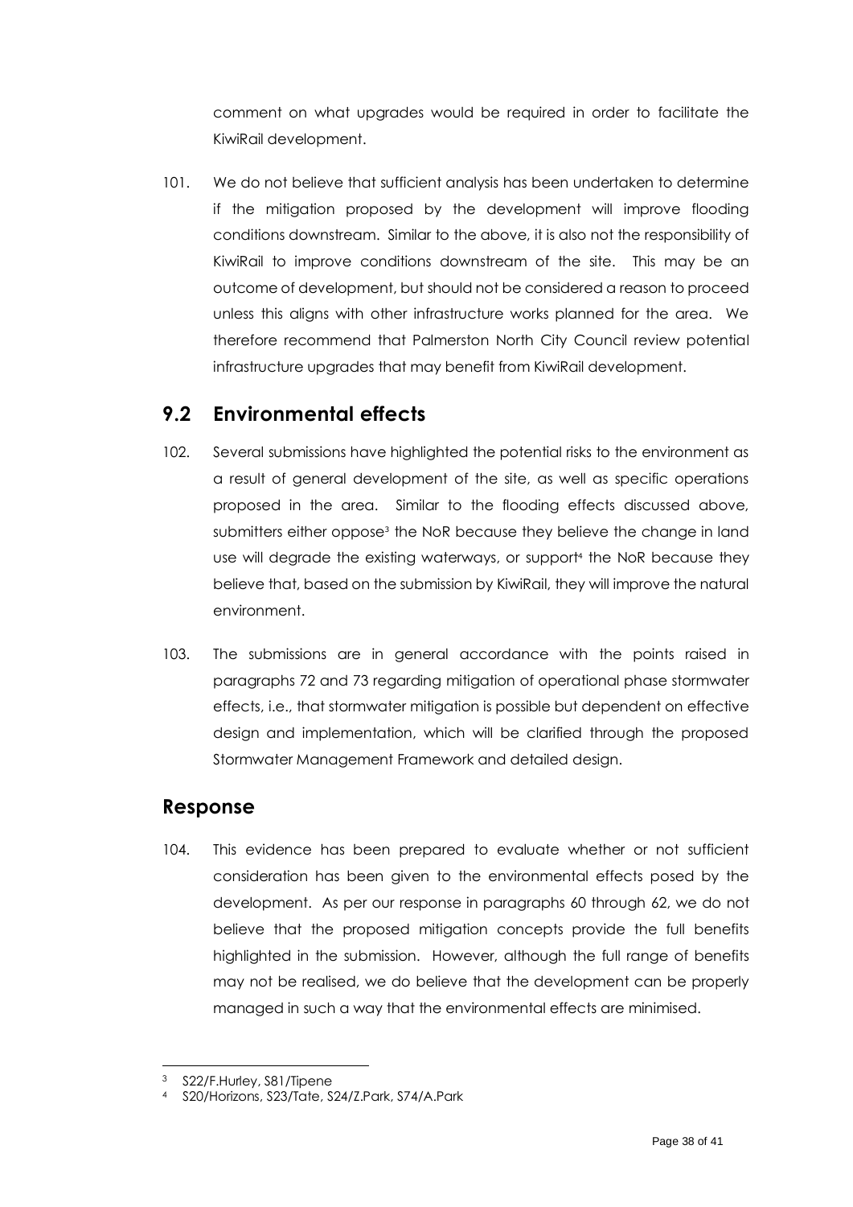comment on what upgrades would be required in order to facilitate the KiwiRail development.

101. We do not believe that sufficient analysis has been undertaken to determine if the mitigation proposed by the development will improve flooding conditions downstream. Similar to the above, it is also not the responsibility of KiwiRail to improve conditions downstream of the site. This may be an outcome of development, but should not be considered a reason to proceed unless this aligns with other infrastructure works planned for the area. We therefore recommend that Palmerston North City Council review potential infrastructure upgrades that may benefit from KiwiRail development.

## 9.2 Environmental effects

102. Several submissions have highlighted the potential risks to the environment as a result of general development of the site, as well as specific operations proposed in the area. Similar to the flooding effects discussed above, submitters either oppose[3] the NoR because they believe the change in land use will degrade the existing waterways, or support[4] the NoR because they believe that, based on the submission by KiwiRail, they will improve the natural environment.

103. The submissions are in general accordance with the points raised in paragraphs 72 and 73 regarding mitigation of operational phase stormwater effects, i.e., that stormwater mitigation is possible but dependent on effective design and implementation, which will be clarified through the proposed Stormwater Management Framework and detailed design.

## Response

104. This evidence has been prepared to evaluate whether or not sufficient consideration has been given to the environmental effects posed by the development. As per our response in paragraphs 60 through 62, we do not believe that the proposed mitigation concepts provide the full benefits highlighted in the submission. However, although the full range of benefits may not be realised, we do believe that the development can be properly managed in such a way that the environmental effects are minimised.

---

[3] S22/F.Hurley, S81/Tipene

[4] S20/Horizons, S23/Tate, S24/Z.Park, S74/A.Park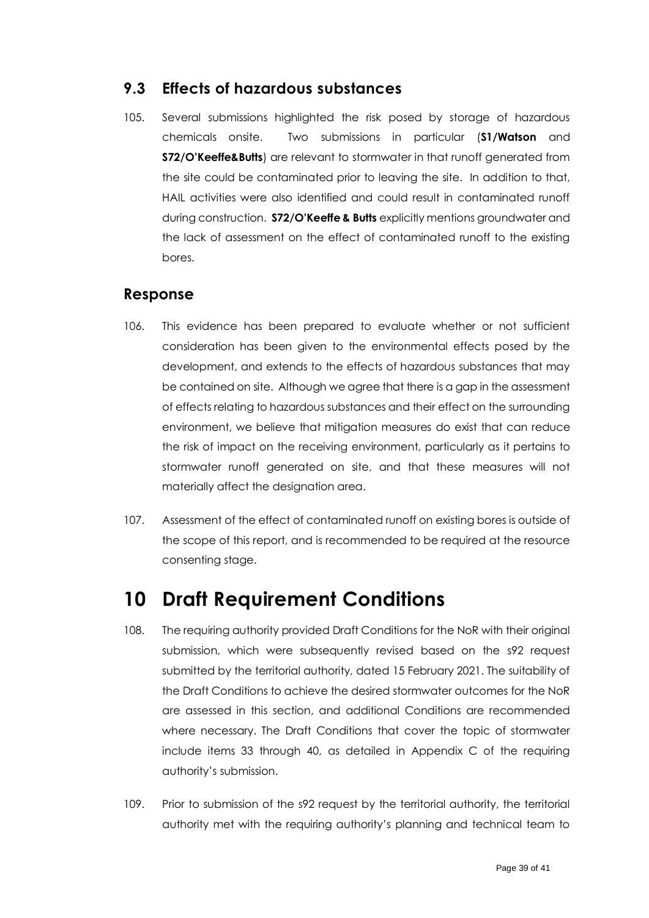## 9.3 Effects of hazardous substances

105. Several submissions highlighted the risk posed by storage of hazardous chemicals onsite. Two submissions in particular (**S1/Watson** and **S72/O'Keeffe&Butts**) are relevant to stormwater in that runoff generated from the site could be contaminated prior to leaving the site. In addition to that, HAIL activities were also identified and could result in contaminated runoff during construction. **S72/O'Keeffe & Butts** explicitly mentions groundwater and the lack of assessment on the effect of contaminated runoff to the existing bores.

## Response

106. This evidence has been prepared to evaluate whether or not sufficient consideration has been given to the environmental effects posed by the development, and extends to the effects of hazardous substances that may be contained on site. Although we agree that there is a gap in the assessment of effects relating to hazardous substances and their effect on the surrounding environment, we believe that mitigation measures do exist that can reduce the risk of impact on the receiving environment, particularly as it pertains to stormwater runoff generated on site, and that these measures will not materially affect the designation area.

107. Assessment of the effect of contaminated runoff on existing bores is outside of the scope of this report, and is recommended to be required at the resource consenting stage.

# 10 Draft Requirement Conditions

108. The requiring authority provided Draft Conditions for the NoR with their original submission, which were subsequently revised based on the s92 request submitted by the territorial authority, dated 15 February 2021. The suitability of the Draft Conditions to achieve the desired stormwater outcomes for the NoR are assessed in this section, and additional Conditions are recommended where necessary. The Draft Conditions that cover the topic of stormwater include items 33 through 40, as detailed in Appendix C of the requiring authority's submission.

109. Prior to submission of the s92 request by the territorial authority, the territorial authority met with the requiring authority's planning and technical team to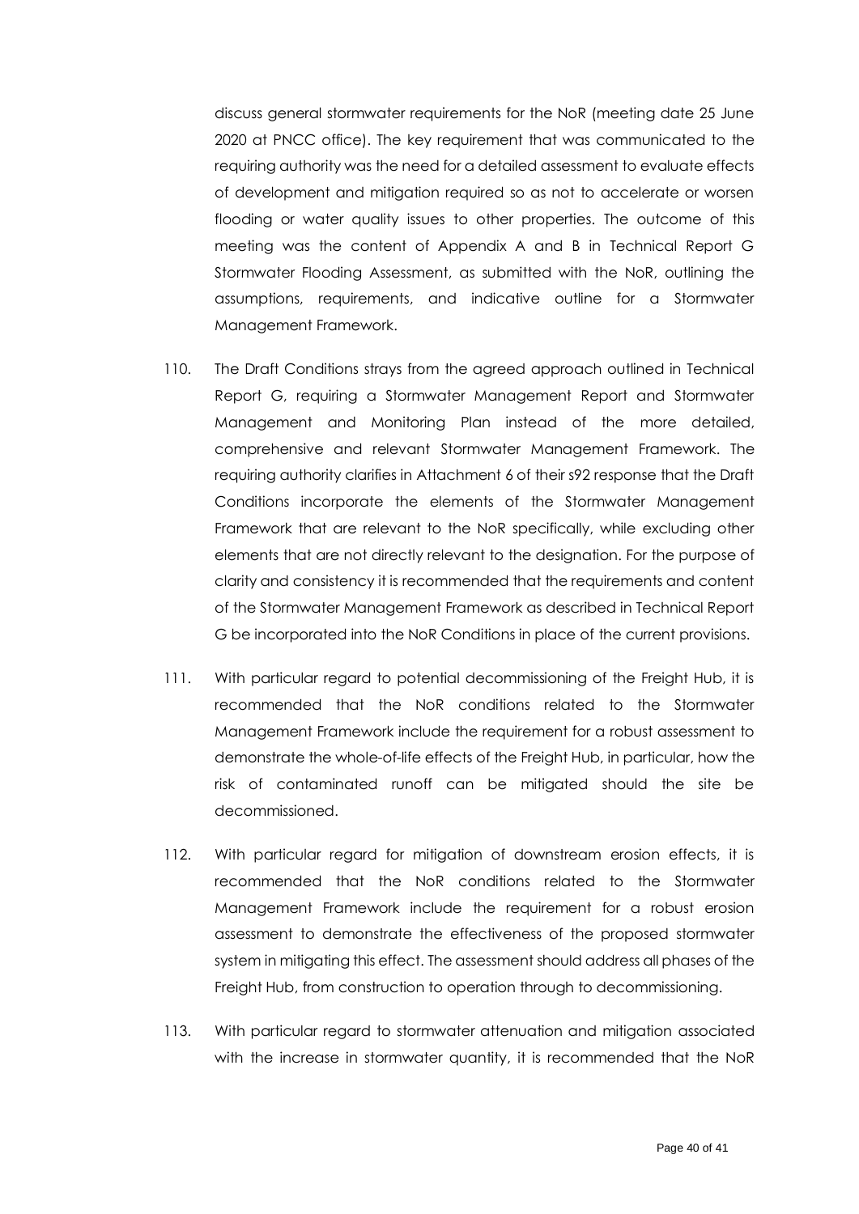discuss general stormwater requirements for the NoR (meeting date 25 June 2020 at PNCC office). The key requirement that was communicated to the requiring authority was the need for a detailed assessment to evaluate effects of development and mitigation required so as not to accelerate or worsen flooding or water quality issues to other properties. The outcome of this meeting was the content of Appendix A and B in Technical Report G Stormwater Flooding Assessment, as submitted with the NoR, outlining the assumptions, requirements, and indicative outline for a Stormwater Management Framework.

110. The Draft Conditions strays from the agreed approach outlined in Technical Report G, requiring a Stormwater Management Report and Stormwater Management and Monitoring Plan instead of the more detailed, comprehensive and relevant Stormwater Management Framework. The requiring authority clarifies in Attachment 6 of their s92 response that the Draft Conditions incorporate the elements of the Stormwater Management Framework that are relevant to the NoR specifically, while excluding other elements that are not directly relevant to the designation. For the purpose of clarity and consistency it is recommended that the requirements and content of the Stormwater Management Framework as described in Technical Report G be incorporated into the NoR Conditions in place of the current provisions.

111. With particular regard to potential decommissioning of the Freight Hub, it is recommended that the NoR conditions related to the Stormwater Management Framework include the requirement for a robust assessment to demonstrate the whole-of-life effects of the Freight Hub, in particular, how the risk of contaminated runoff can be mitigated should the site be decommissioned.

112. With particular regard for mitigation of downstream erosion effects, it is recommended that the NoR conditions related to the Stormwater Management Framework include the requirement for a robust erosion assessment to demonstrate the effectiveness of the proposed stormwater system in mitigating this effect. The assessment should address all phases of the Freight Hub, from construction to operation through to decommissioning.

113. With particular regard to stormwater attenuation and mitigation associated with the increase in stormwater quantity, it is recommended that the NoR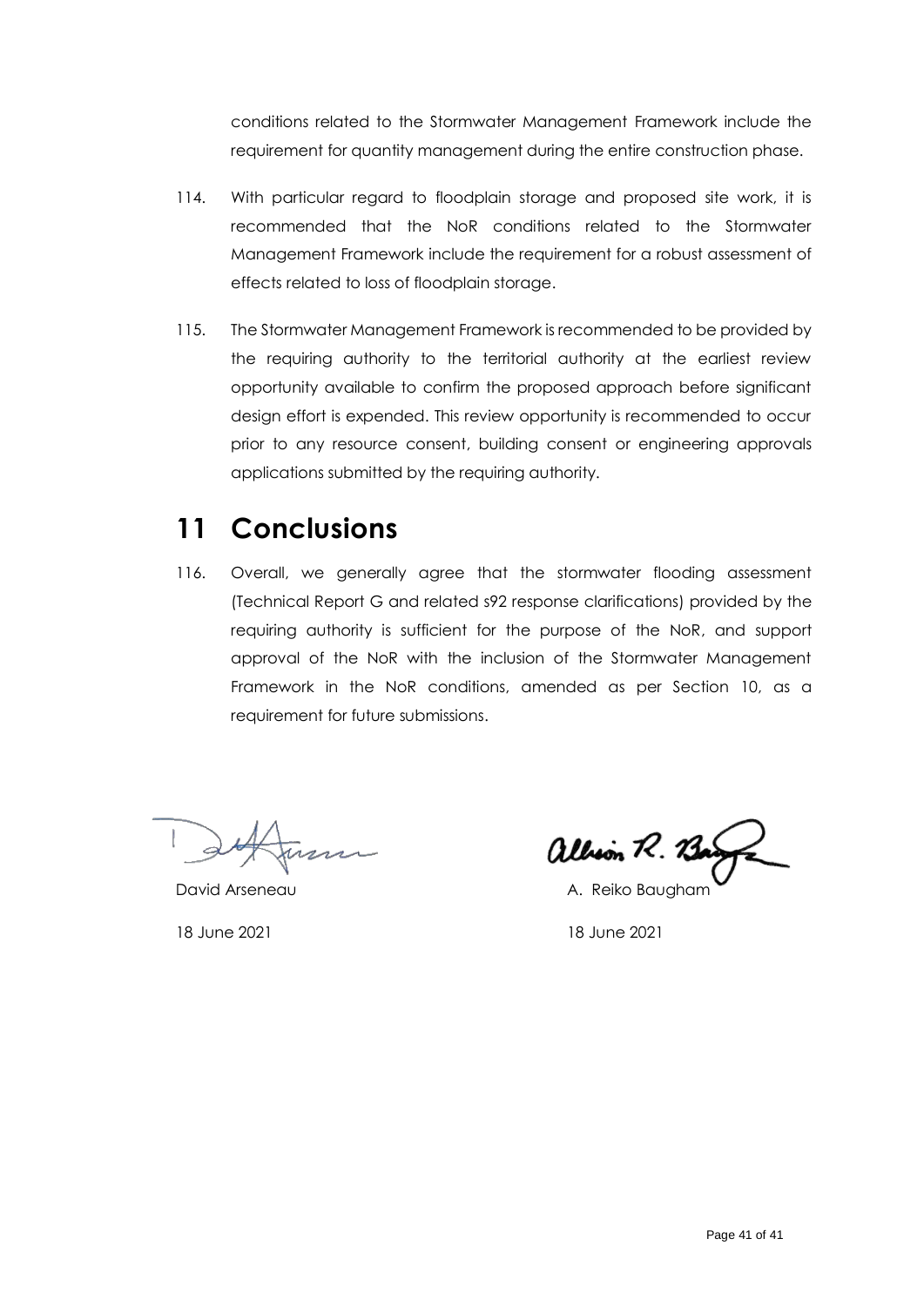conditions related to the Stormwater Management Framework include the requirement for quantity management during the entire construction phase.

114. With particular regard to floodplain storage and proposed site work, it is recommended that the NoR conditions related to the Stormwater Management Framework include the requirement for a robust assessment of effects related to loss of floodplain storage.

115. The Stormwater Management Framework is recommended to be provided by the requiring authority to the territorial authority at the earliest review opportunity available to confirm the proposed approach before significant design effort is expended. This review opportunity is recommended to occur prior to any resource consent, building consent or engineering approvals applications submitted by the requiring authority.

# 11 Conclusions

116. Overall, we generally agree that the stormwater flooding assessment (Technical Report G and related s92 response clarifications) provided by the requiring authority is sufficient for the purpose of the NoR, and support approval of the NoR with the inclusion of the Stormwater Management Framework in the NoR conditions, amended as per Section 10, as a requirement for future submissions.

David Arseneau

18 June 2021

A. Reiko Baugham

18 June 2021